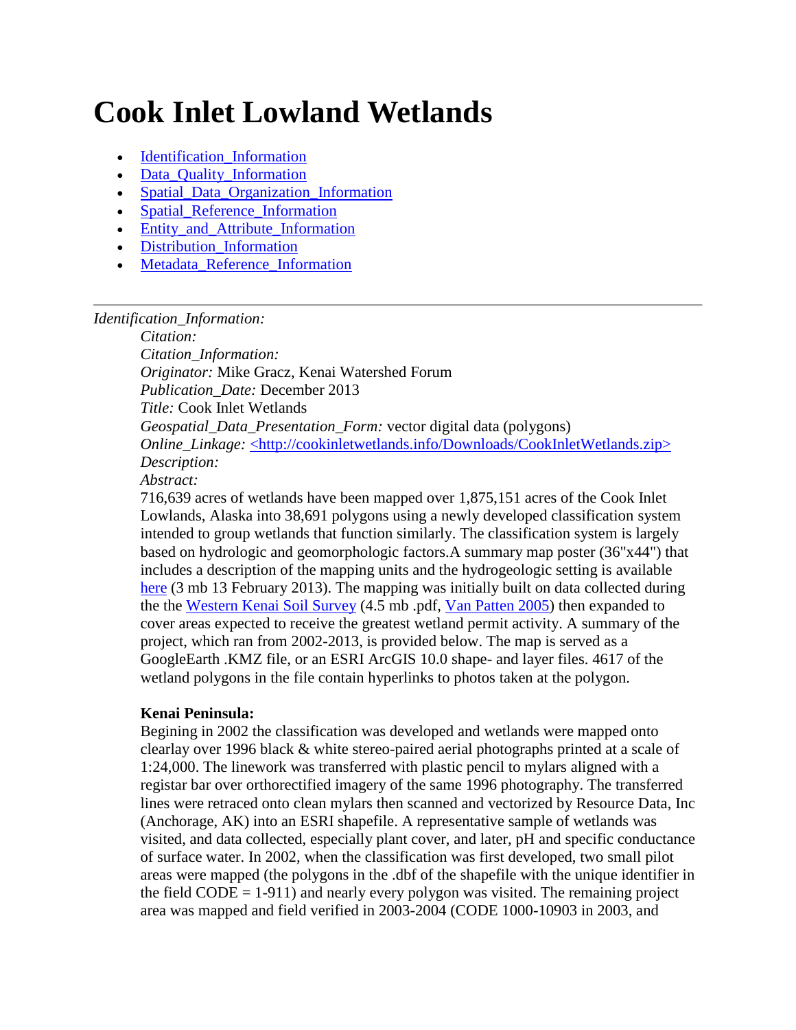# Cook Inlet Lowland Wetlands

- Identification_Information
- Data_Quality_Information
- Spatial_Data_Organization_Information
- Spatial_Reference_Information
- Entity_and_Attribute_Information
- Distribution_Information
- Metadata_Reference_Information

---

*Identification_Information:*

*Citation:*

*Citation_Information:*

*Originator:* Mike Gracz, Kenai Watershed Forum

*Publication_Date:* December 2013

*Title:* Cook Inlet Wetlands

*Geospatial_Data_Presentation_Form:* vector digital data (polygons)

*Online_Linkage:* <http://cookinletwetlands.info/Downloads/CookInletWetlands.zip>

*Description:*

*Abstract:*

716,639 acres of wetlands have been mapped over 1,875,151 acres of the Cook Inlet Lowlands, Alaska into 38,691 polygons using a newly developed classification system intended to group wetlands that function similarly. The classification system is largely based on hydrologic and geomorphologic factors.A summary map poster (36"x44") that includes a description of the mapping units and the hydrogeologic setting is available here (3 mb 13 February 2013). The mapping was initially built on data collected during the the Western Kenai Soil Survey (4.5 mb .pdf, Van Patten 2005) then expanded to cover areas expected to receive the greatest wetland permit activity. A summary of the project, which ran from 2002-2013, is provided below. The map is served as a GoogleEarth .KMZ file, or an ESRI ArcGIS 10.0 shape- and layer files. 4617 of the wetland polygons in the file contain hyperlinks to photos taken at the polygon.

**Kenai Peninsula:**

Begining in 2002 the classification was developed and wetlands were mapped onto clearlay over 1996 black & white stereo-paired aerial photographs printed at a scale of 1:24,000. The linework was transferred with plastic pencil to mylars aligned with a registar bar over orthorectified imagery of the same 1996 photography. The transferred lines were retraced onto clean mylars then scanned and vectorized by Resource Data, Inc (Anchorage, AK) into an ESRI shapefile. A representative sample of wetlands was visited, and data collected, especially plant cover, and later, pH and specific conductance of surface water. In 2002, when the classification was first developed, two small pilot areas were mapped (the polygons in the .dbf of the shapefile with the unique identifier in the field CODE = 1-911) and nearly every polygon was visited. The remaining project area was mapped and field verified in 2003-2004 (CODE 1000-10903 in 2003, and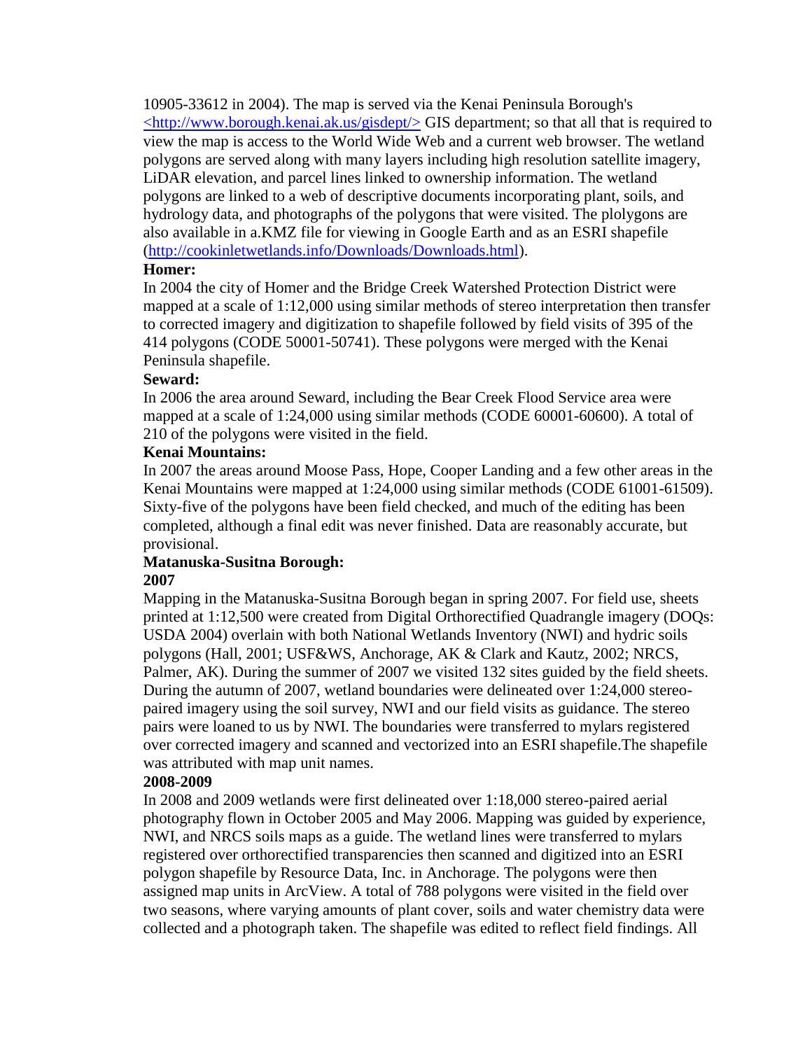10905-33612 in 2004). The map is served via the Kenai Peninsula Borough's <http://www.borough.kenai.ak.us/gisdept/> GIS department; so that all that is required to view the map is access to the World Wide Web and a current web browser. The wetland polygons are served along with many layers including high resolution satellite imagery, LiDAR elevation, and parcel lines linked to ownership information. The wetland polygons are linked to a web of descriptive documents incorporating plant, soils, and hydrology data, and photographs of the polygons that were visited. The plolygons are also available in a.KMZ file for viewing in Google Earth and as an ESRI shapefile (http://cookinletwetlands.info/Downloads/Downloads.html).

**Homer:**

In 2004 the city of Homer and the Bridge Creek Watershed Protection District were mapped at a scale of 1:12,000 using similar methods of stereo interpretation then transfer to corrected imagery and digitization to shapefile followed by field visits of 395 of the 414 polygons (CODE 50001-50741). These polygons were merged with the Kenai Peninsula shapefile.

**Seward:**

In 2006 the area around Seward, including the Bear Creek Flood Service area were mapped at a scale of 1:24,000 using similar methods (CODE 60001-60600). A total of 210 of the polygons were visited in the field.

**Kenai Mountains:**

In 2007 the areas around Moose Pass, Hope, Cooper Landing and a few other areas in the Kenai Mountains were mapped at 1:24,000 using similar methods (CODE 61001-61509). Sixty-five of the polygons have been field checked, and much of the editing has been completed, although a final edit was never finished. Data are reasonably accurate, but provisional.

**Matanuska-Susitna Borough:**

**2007**

Mapping in the Matanuska-Susitna Borough began in spring 2007. For field use, sheets printed at 1:12,500 were created from Digital Orthorectified Quadrangle imagery (DOQs: USDA 2004) overlain with both National Wetlands Inventory (NWI) and hydric soils polygons (Hall, 2001; USF&WS, Anchorage, AK & Clark and Kautz, 2002; NRCS, Palmer, AK). During the summer of 2007 we visited 132 sites guided by the field sheets. During the autumn of 2007, wetland boundaries were delineated over 1:24,000 stereo-paired imagery using the soil survey, NWI and our field visits as guidance. The stereo pairs were loaned to us by NWI. The boundaries were transferred to mylars registered over corrected imagery and scanned and vectorized into an ESRI shapefile.The shapefile was attributed with map unit names.

**2008-2009**

In 2008 and 2009 wetlands were first delineated over 1:18,000 stereo-paired aerial photography flown in October 2005 and May 2006. Mapping was guided by experience, NWI, and NRCS soils maps as a guide. The wetland lines were transferred to mylars registered over orthorectified transparencies then scanned and digitized into an ESRI polygon shapefile by Resource Data, Inc. in Anchorage. The polygons were then assigned map units in ArcView. A total of 788 polygons were visited in the field over two seasons, where varying amounts of plant cover, soils and water chemistry data were collected and a photograph taken. The shapefile was edited to reflect field findings. All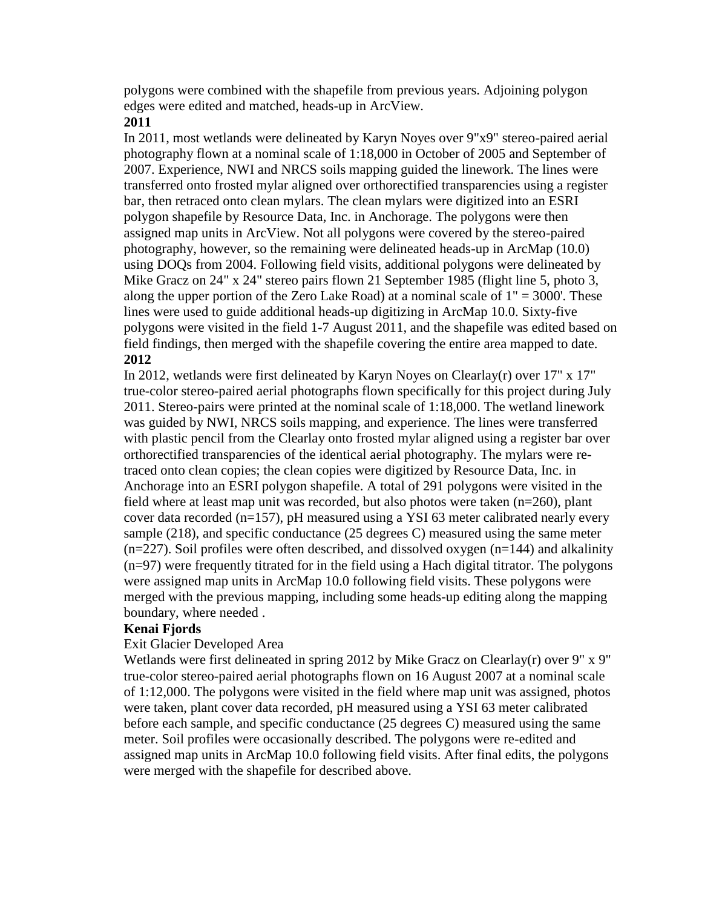polygons were combined with the shapefile from previous years. Adjoining polygon edges were edited and matched, heads-up in ArcView.

**2011**

In 2011, most wetlands were delineated by Karyn Noyes over 9"x9" stereo-paired aerial photography flown at a nominal scale of 1:18,000 in October of 2005 and September of 2007. Experience, NWI and NRCS soils mapping guided the linework. The lines were transferred onto frosted mylar aligned over orthorectified transparencies using a register bar, then retraced onto clean mylars. The clean mylars were digitized into an ESRI polygon shapefile by Resource Data, Inc. in Anchorage. The polygons were then assigned map units in ArcView. Not all polygons were covered by the stereo-paired photography, however, so the remaining were delineated heads-up in ArcMap (10.0) using DOQs from 2004. Following field visits, additional polygons were delineated by Mike Gracz on 24" x 24" stereo pairs flown 21 September 1985 (flight line 5, photo 3, along the upper portion of the Zero Lake Road) at a nominal scale of 1" = 3000'. These lines were used to guide additional heads-up digitizing in ArcMap 10.0. Sixty-five polygons were visited in the field 1-7 August 2011, and the shapefile was edited based on field findings, then merged with the shapefile covering the entire area mapped to date.

**2012**

In 2012, wetlands were first delineated by Karyn Noyes on Clearlay(r) over 17" x 17" true-color stereo-paired aerial photographs flown specifically for this project during July 2011. Stereo-pairs were printed at the nominal scale of 1:18,000. The wetland linework was guided by NWI, NRCS soils mapping, and experience. The lines were transferred with plastic pencil from the Clearlay onto frosted mylar aligned using a register bar over orthorectified transparencies of the identical aerial photography. The mylars were re-traced onto clean copies; the clean copies were digitized by Resource Data, Inc. in Anchorage into an ESRI polygon shapefile. A total of 291 polygons were visited in the field where at least map unit was recorded, but also photos were taken (n=260), plant cover data recorded (n=157), pH measured using a YSI 63 meter calibrated nearly every sample (218), and specific conductance (25 degrees C) measured using the same meter (n=227). Soil profiles were often described, and dissolved oxygen (n=144) and alkalinity (n=97) were frequently titrated for in the field using a Hach digital titrator. The polygons were assigned map units in ArcMap 10.0 following field visits. These polygons were merged with the previous mapping, including some heads-up editing along the mapping boundary, where needed .

**Kenai Fjords**

Exit Glacier Developed Area

Wetlands were first delineated in spring 2012 by Mike Gracz on Clearlay(r) over 9" x 9" true-color stereo-paired aerial photographs flown on 16 August 2007 at a nominal scale of 1:12,000. The polygons were visited in the field where map unit was assigned, photos were taken, plant cover data recorded, pH measured using a YSI 63 meter calibrated before each sample, and specific conductance (25 degrees C) measured using the same meter. Soil profiles were occasionally described. The polygons were re-edited and assigned map units in ArcMap 10.0 following field visits. After final edits, the polygons were merged with the shapefile for described above.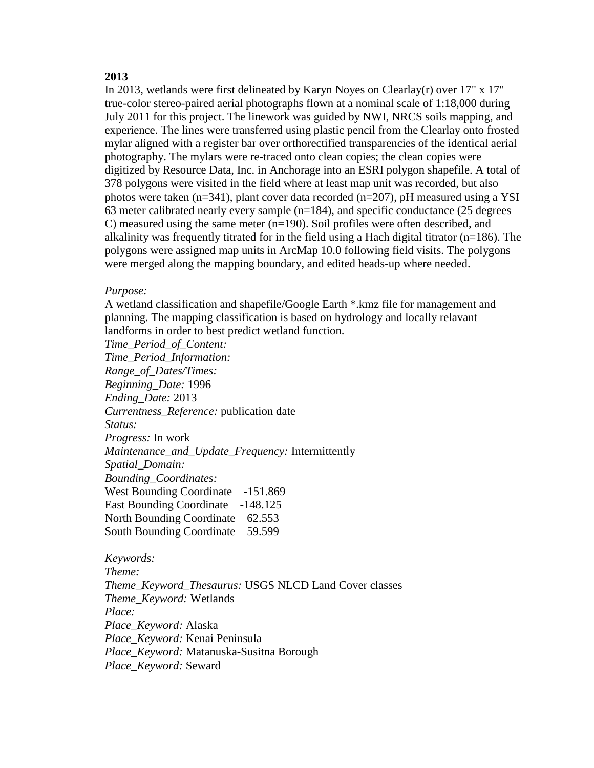**2013**

In 2013, wetlands were first delineated by Karyn Noyes on Clearlay(r) over 17" x 17" true-color stereo-paired aerial photographs flown at a nominal scale of 1:18,000 during July 2011 for this project. The linework was guided by NWI, NRCS soils mapping, and experience. The lines were transferred using plastic pencil from the Clearlay onto frosted mylar aligned with a register bar over orthorectified transparencies of the identical aerial photography. The mylars were re-traced onto clean copies; the clean copies were digitized by Resource Data, Inc. in Anchorage into an ESRI polygon shapefile. A total of 378 polygons were visited in the field where at least map unit was recorded, but also photos were taken (n=341), plant cover data recorded (n=207), pH measured using a YSI 63 meter calibrated nearly every sample (n=184), and specific conductance (25 degrees C) measured using the same meter (n=190). Soil profiles were often described, and alkalinity was frequently titrated for in the field using a Hach digital titrator (n=186). The polygons were assigned map units in ArcMap 10.0 following field visits. The polygons were merged along the mapping boundary, and edited heads-up where needed.

*Purpose:*
A wetland classification and shapefile/Google Earth *.kmz file for management and planning. The mapping classification is based on hydrology and locally relavant landforms in order to best predict wetland function.
*Time_Period_of_Content:*
*Time_Period_Information:*
*Range_of_Dates/Times:*
*Beginning_Date:* 1996
*Ending_Date:* 2013
*Currentness_Reference:* publication date
*Status:*
*Progress:* In work
*Maintenance_and_Update_Frequency:* Intermittently
*Spatial_Domain:*
*Bounding_Coordinates:*
West Bounding Coordinate -151.869
East Bounding Coordinate -148.125
North Bounding Coordinate 62.553
South Bounding Coordinate 59.599

*Keywords:*
*Theme:*
*Theme_Keyword_Thesaurus:* USGS NLCD Land Cover classes
*Theme_Keyword:* Wetlands
*Place:*
*Place_Keyword:* Alaska
*Place_Keyword:* Kenai Peninsula
*Place_Keyword:* Matanuska-Susitna Borough
*Place_Keyword:* Seward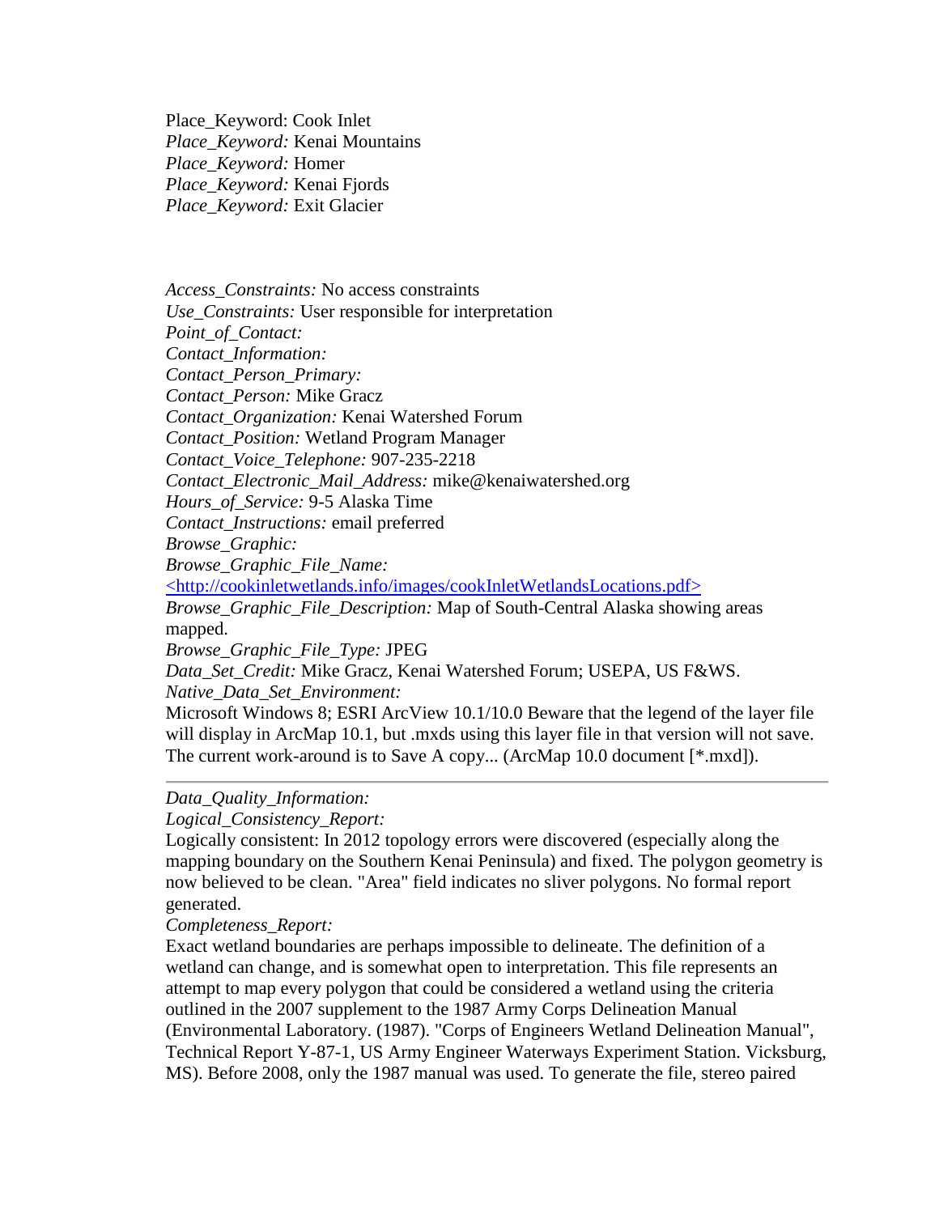Place_Keyword: Cook Inlet
*Place_Keyword:* Kenai Mountains
*Place_Keyword:* Homer
*Place_Keyword:* Kenai Fjords
*Place_Keyword:* Exit Glacier

*Access_Constraints:* No access constraints
*Use_Constraints:* User responsible for interpretation
*Point_of_Contact:*
*Contact_Information:*
*Contact_Person_Primary:*
*Contact_Person:* Mike Gracz
*Contact_Organization:* Kenai Watershed Forum
*Contact_Position:* Wetland Program Manager
*Contact_Voice_Telephone:* 907-235-2218
*Contact_Electronic_Mail_Address:* mike@kenaiwatershed.org
*Hours_of_Service:* 9-5 Alaska Time
*Contact_Instructions:* email preferred
*Browse_Graphic:*
*Browse_Graphic_File_Name:*
<http://cookinletwetlands.info/images/cookInletWetlandsLocations.pdf>
*Browse_Graphic_File_Description:* Map of South-Central Alaska showing areas mapped.
*Browse_Graphic_File_Type:* JPEG
*Data_Set_Credit:* Mike Gracz, Kenai Watershed Forum; USEPA, US F&WS.
*Native_Data_Set_Environment:*
Microsoft Windows 8; ESRI ArcView 10.1/10.0 Beware that the legend of the layer file will display in ArcMap 10.1, but .mxds using this layer file in that version will not save. The current work-around is to Save A copy... (ArcMap 10.0 document [*.mxd]).

---

*Data_Quality_Information:*
*Logical_Consistency_Report:*
Logically consistent: In 2012 topology errors were discovered (especially along the mapping boundary on the Southern Kenai Peninsula) and fixed. The polygon geometry is now believed to be clean. "Area" field indicates no sliver polygons. No formal report generated.
*Completeness_Report:*
Exact wetland boundaries are perhaps impossible to delineate. The definition of a wetland can change, and is somewhat open to interpretation. This file represents an attempt to map every polygon that could be considered a wetland using the criteria outlined in the 2007 supplement to the 1987 Army Corps Delineation Manual (Environmental Laboratory. (1987). "Corps of Engineers Wetland Delineation Manual", Technical Report Y-87-1, US Army Engineer Waterways Experiment Station. Vicksburg, MS). Before 2008, only the 1987 manual was used. To generate the file, stereo paired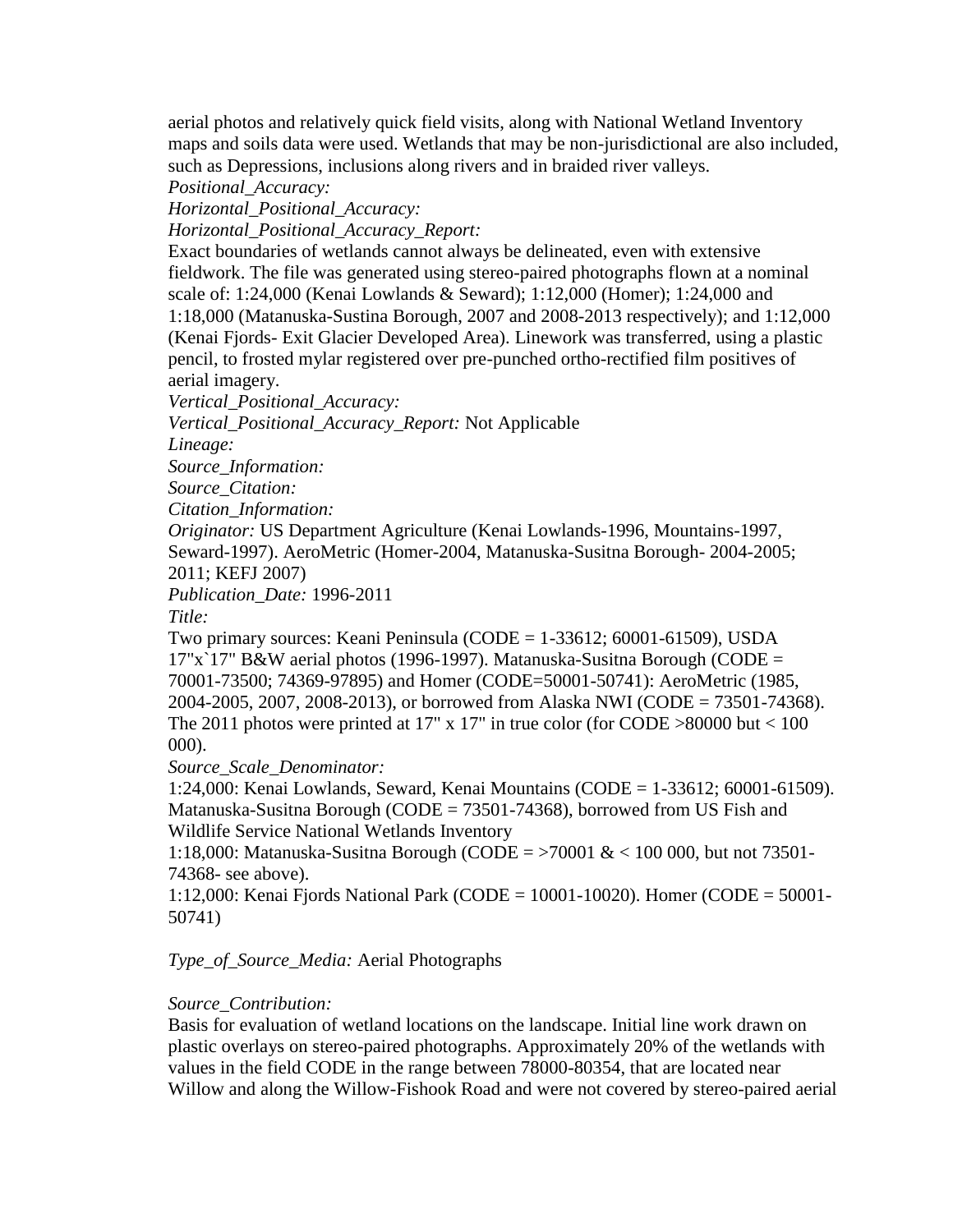aerial photos and relatively quick field visits, along with National Wetland Inventory maps and soils data were used. Wetlands that may be non-jurisdictional are also included, such as Depressions, inclusions along rivers and in braided river valleys.

*Positional_Accuracy:*

*Horizontal_Positional_Accuracy:*

*Horizontal_Positional_Accuracy_Report:*

Exact boundaries of wetlands cannot always be delineated, even with extensive fieldwork. The file was generated using stereo-paired photographs flown at a nominal scale of: 1:24,000 (Kenai Lowlands & Seward); 1:12,000 (Homer); 1:24,000 and 1:18,000 (Matanuska-Sustina Borough, 2007 and 2008-2013 respectively); and 1:12,000 (Kenai Fjords- Exit Glacier Developed Area). Linework was transferred, using a plastic pencil, to frosted mylar registered over pre-punched ortho-rectified film positives of aerial imagery.

*Vertical_Positional_Accuracy:*

*Vertical_Positional_Accuracy_Report:* Not Applicable

*Lineage:*

*Source_Information:*

*Source_Citation:*

*Citation_Information:*

*Originator:* US Department Agriculture (Kenai Lowlands-1996, Mountains-1997, Seward-1997). AeroMetric (Homer-2004, Matanuska-Susitna Borough- 2004-2005; 2011; KEFJ 2007)

*Publication_Date:* 1996-2011

*Title:*

Two primary sources: Keani Peninsula (CODE = 1-33612; 60001-61509), USDA 17"x`17" B&W aerial photos (1996-1997). Matanuska-Susitna Borough (CODE = 70001-73500; 74369-97895) and Homer (CODE=50001-50741): AeroMetric (1985, 2004-2005, 2007, 2008-2013), or borrowed from Alaska NWI (CODE = 73501-74368). The 2011 photos were printed at 17" x 17" in true color (for CODE >80000 but < 100 000).

*Source_Scale_Denominator:*

1:24,000: Kenai Lowlands, Seward, Kenai Mountains (CODE = 1-33612; 60001-61509). Matanuska-Susitna Borough (CODE = 73501-74368), borrowed from US Fish and Wildlife Service National Wetlands Inventory

1:18,000: Matanuska-Susitna Borough (CODE = >70001 & < 100 000, but not 73501-74368- see above).

1:12,000: Kenai Fjords National Park (CODE = 10001-10020). Homer (CODE = 50001-50741)

*Type_of_Source_Media:* Aerial Photographs

*Source_Contribution:*

Basis for evaluation of wetland locations on the landscape. Initial line work drawn on plastic overlays on stereo-paired photographs. Approximately 20% of the wetlands with values in the field CODE in the range between 78000-80354, that are located near Willow and along the Willow-Fishook Road and were not covered by stereo-paired aerial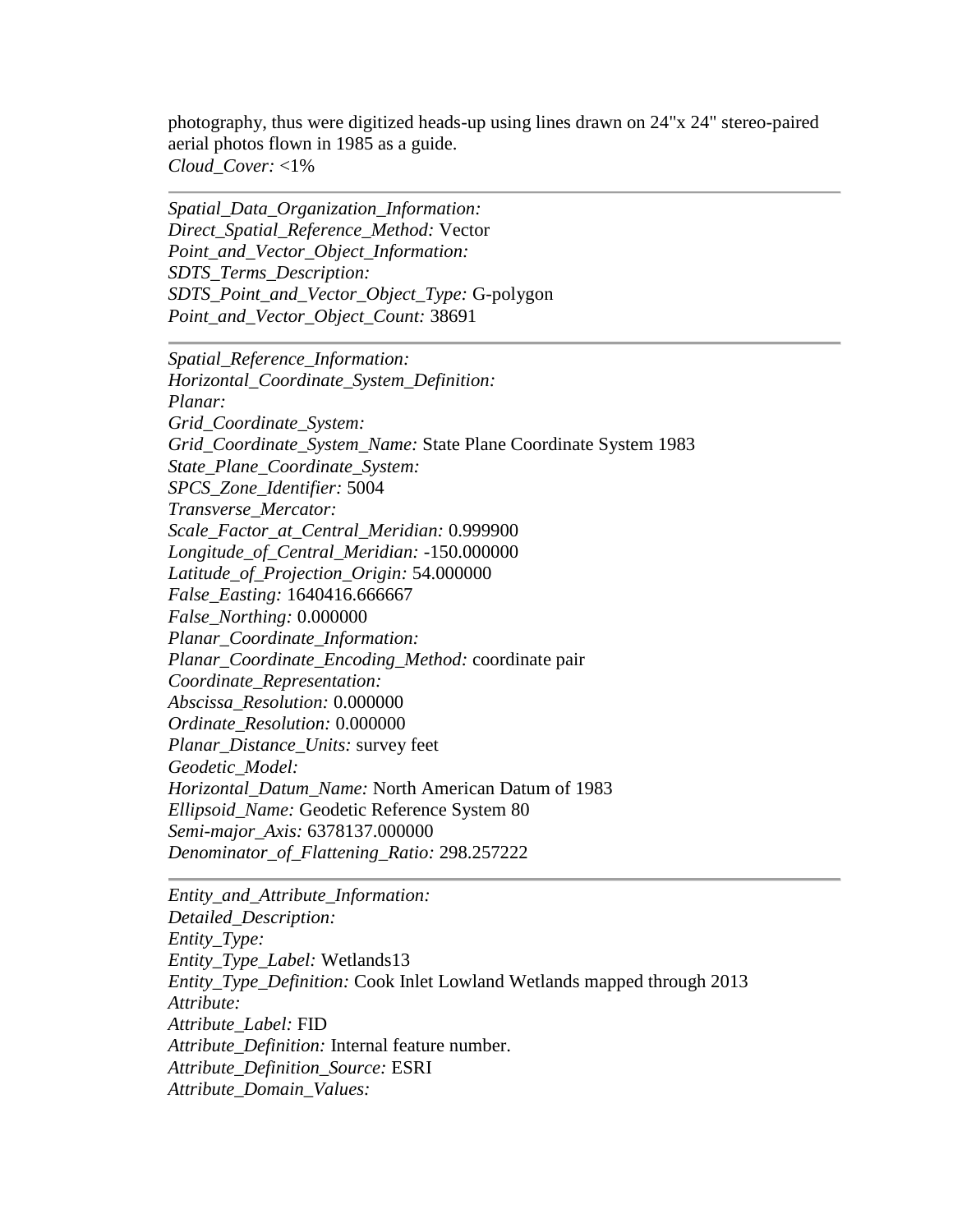photography, thus were digitized heads-up using lines drawn on 24"x 24" stereo-paired aerial photos flown in 1985 as a guide.
*Cloud_Cover:* <1%

---

*Spatial_Data_Organization_Information:*
*Direct_Spatial_Reference_Method:* Vector
*Point_and_Vector_Object_Information:*
*SDTS_Terms_Description:*
*SDTS_Point_and_Vector_Object_Type:* G-polygon
*Point_and_Vector_Object_Count:* 38691

---

*Spatial_Reference_Information:*
*Horizontal_Coordinate_System_Definition:*
*Planar:*
*Grid_Coordinate_System:*
*Grid_Coordinate_System_Name:* State Plane Coordinate System 1983
*State_Plane_Coordinate_System:*
*SPCS_Zone_Identifier:* 5004
*Transverse_Mercator:*
*Scale_Factor_at_Central_Meridian:* 0.999900
*Longitude_of_Central_Meridian:* -150.000000
*Latitude_of_Projection_Origin:* 54.000000
*False_Easting:* 1640416.666667
*False_Northing:* 0.000000
*Planar_Coordinate_Information:*
*Planar_Coordinate_Encoding_Method:* coordinate pair
*Coordinate_Representation:*
*Abscissa_Resolution:* 0.000000
*Ordinate_Resolution:* 0.000000
*Planar_Distance_Units:* survey feet
*Geodetic_Model:*
*Horizontal_Datum_Name:* North American Datum of 1983
*Ellipsoid_Name:* Geodetic Reference System 80
*Semi-major_Axis:* 6378137.000000
*Denominator_of_Flattening_Ratio:* 298.257222

---

*Entity_and_Attribute_Information:*
*Detailed_Description:*
*Entity_Type:*
*Entity_Type_Label:* Wetlands13
*Entity_Type_Definition:* Cook Inlet Lowland Wetlands mapped through 2013
*Attribute:*
*Attribute_Label:* FID
*Attribute_Definition:* Internal feature number.
*Attribute_Definition_Source:* ESRI
*Attribute_Domain_Values:*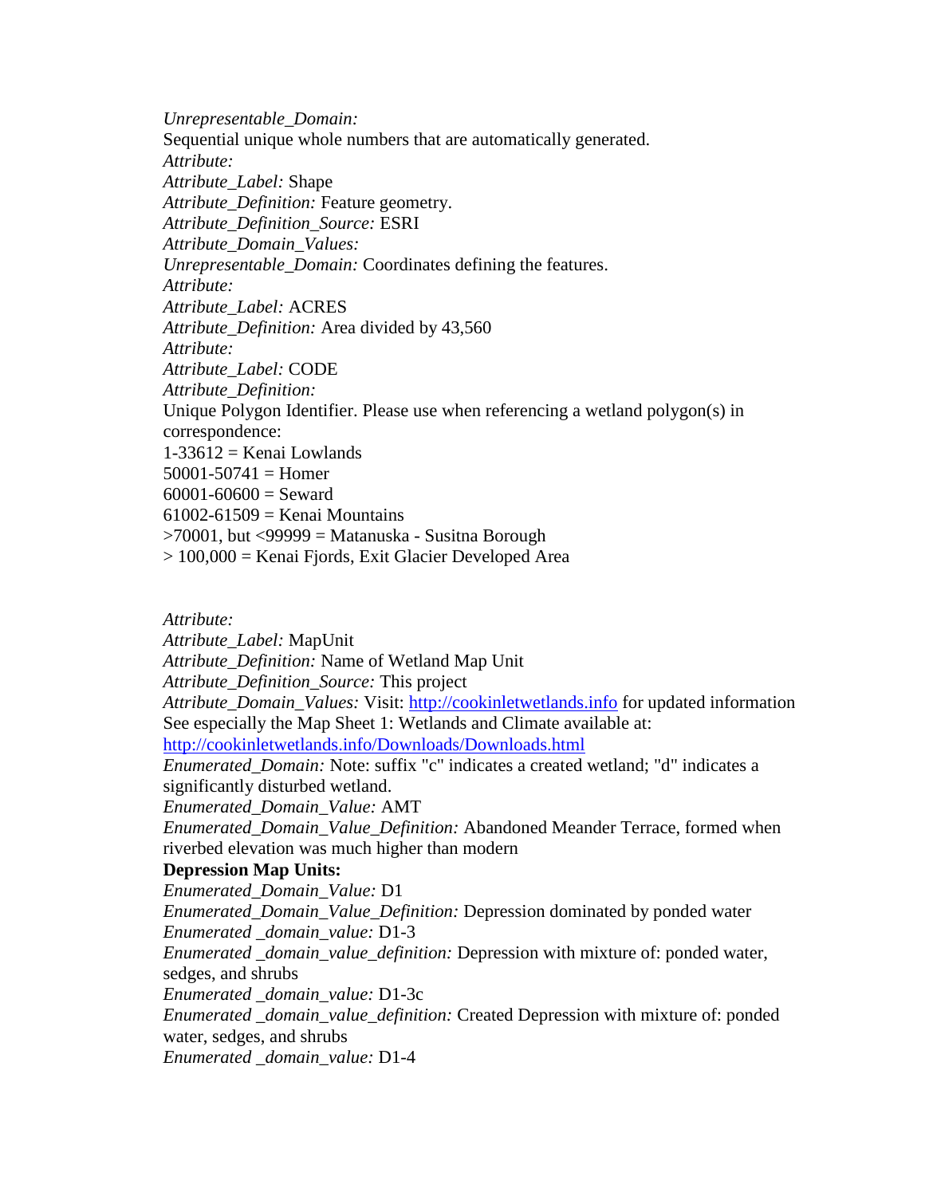*Unrepresentable_Domain:*
Sequential unique whole numbers that are automatically generated.
*Attribute:*
*Attribute_Label:* Shape
*Attribute_Definition:* Feature geometry.
*Attribute_Definition_Source:* ESRI
*Attribute_Domain_Values:*
*Unrepresentable_Domain:* Coordinates defining the features.
*Attribute:*
*Attribute_Label:* ACRES
*Attribute_Definition:* Area divided by 43,560
*Attribute:*
*Attribute_Label:* CODE
*Attribute_Definition:*
Unique Polygon Identifier. Please use when referencing a wetland polygon(s) in correspondence:
1-33612 = Kenai Lowlands
50001-50741 = Homer
60001-60600 = Seward
61002-61509 = Kenai Mountains
>70001, but <99999 = Matanuska - Susitna Borough
> 100,000 = Kenai Fjords, Exit Glacier Developed Area

*Attribute:*
*Attribute_Label:* MapUnit
*Attribute_Definition:* Name of Wetland Map Unit
*Attribute_Definition_Source:* This project
*Attribute_Domain_Values:* Visit: [http://cookinletwetlands.info](http://cookinletwetlands.info) for updated information
See especially the Map Sheet 1: Wetlands and Climate available at:
[http://cookinletwetlands.info/Downloads/Downloads.html](http://cookinletwetlands.info/Downloads/Downloads.html)
*Enumerated_Domain:* Note: suffix "c" indicates a created wetland; "d" indicates a significantly disturbed wetland.
*Enumerated_Domain_Value:* AMT
*Enumerated_Domain_Value_Definition:* Abandoned Meander Terrace, formed when riverbed elevation was much higher than modern
**Depression Map Units:**
*Enumerated_Domain_Value:* D1
*Enumerated_Domain_Value_Definition:* Depression dominated by ponded water
*Enumerated _domain_value:* D1-3
*Enumerated _domain_value_definition:* Depression with mixture of: ponded water, sedges, and shrubs
*Enumerated _domain_value:* D1-3c
*Enumerated _domain_value_definition:* Created Depression with mixture of: ponded water, sedges, and shrubs
*Enumerated _domain_value:* D1-4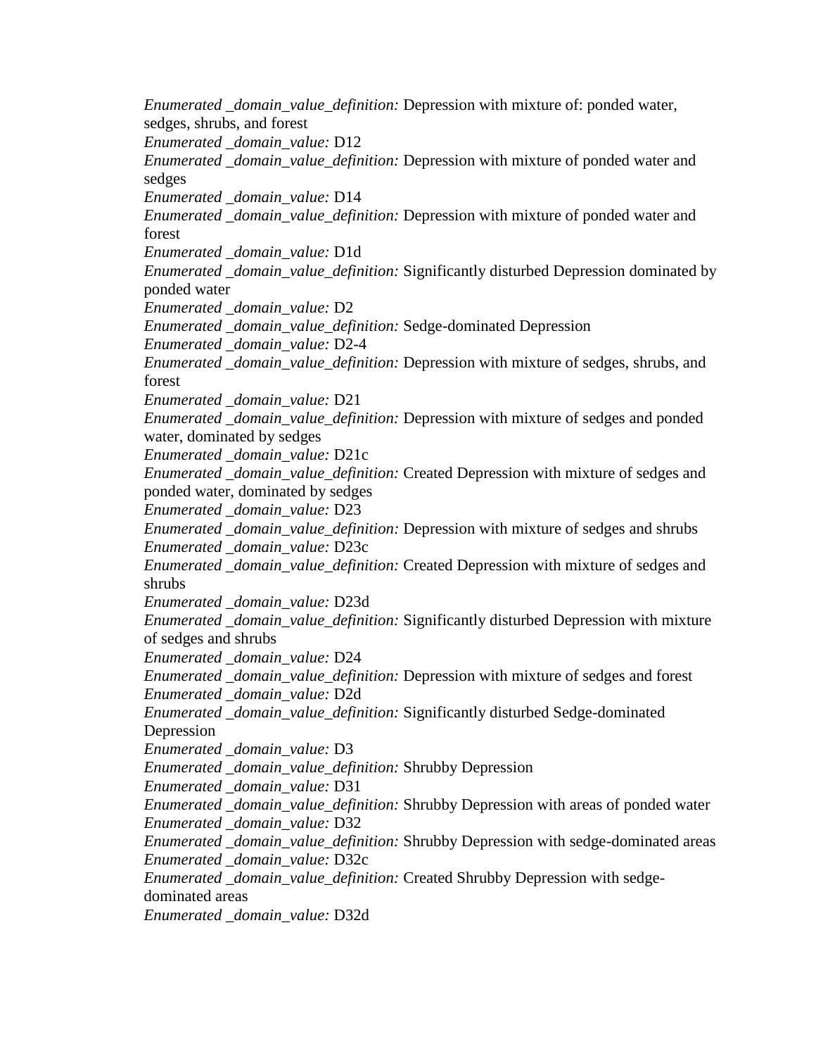*Enumerated _domain_value_definition:* Depression with mixture of: ponded water, sedges, shrubs, and forest
*Enumerated _domain_value:* D12
*Enumerated _domain_value_definition:* Depression with mixture of ponded water and sedges
*Enumerated _domain_value:* D14
*Enumerated _domain_value_definition:* Depression with mixture of ponded water and forest
*Enumerated _domain_value:* D1d
*Enumerated _domain_value_definition:* Significantly disturbed Depression dominated by ponded water
*Enumerated _domain_value:* D2
*Enumerated _domain_value_definition:* Sedge-dominated Depression
*Enumerated _domain_value:* D2-4
*Enumerated _domain_value_definition:* Depression with mixture of sedges, shrubs, and forest
*Enumerated _domain_value:* D21
*Enumerated _domain_value_definition:* Depression with mixture of sedges and ponded water, dominated by sedges
*Enumerated _domain_value:* D21c
*Enumerated _domain_value_definition:* Created Depression with mixture of sedges and ponded water, dominated by sedges
*Enumerated _domain_value:* D23
*Enumerated _domain_value_definition:* Depression with mixture of sedges and shrubs
*Enumerated _domain_value:* D23c
*Enumerated _domain_value_definition:* Created Depression with mixture of sedges and shrubs
*Enumerated _domain_value:* D23d
*Enumerated _domain_value_definition:* Significantly disturbed Depression with mixture of sedges and shrubs
*Enumerated _domain_value:* D24
*Enumerated _domain_value_definition:* Depression with mixture of sedges and forest
*Enumerated _domain_value:* D2d
*Enumerated _domain_value_definition:* Significantly disturbed Sedge-dominated Depression
*Enumerated _domain_value:* D3
*Enumerated _domain_value_definition:* Shrubby Depression
*Enumerated _domain_value:* D31
*Enumerated _domain_value_definition:* Shrubby Depression with areas of ponded water
*Enumerated _domain_value:* D32
*Enumerated _domain_value_definition:* Shrubby Depression with sedge-dominated areas
*Enumerated _domain_value:* D32c
*Enumerated _domain_value_definition:* Created Shrubby Depression with sedge-dominated areas
*Enumerated _domain_value:* D32d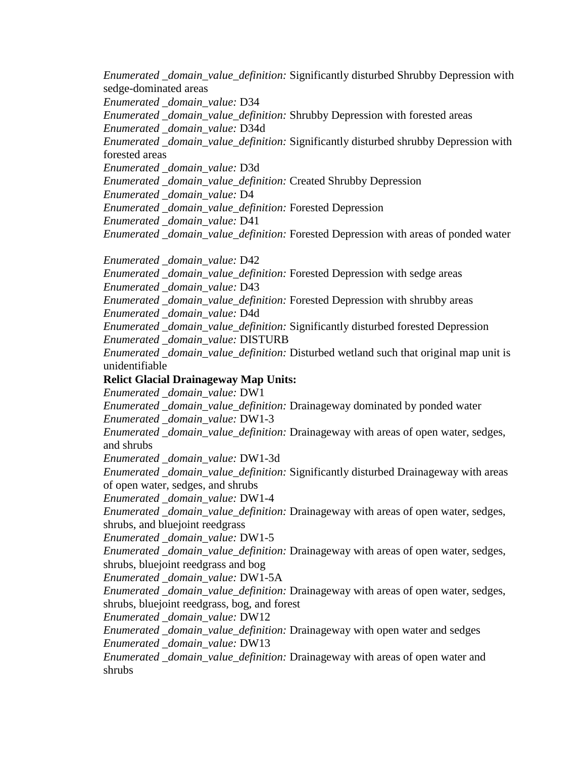*Enumerated _domain_value_definition:* Significantly disturbed Shrubby Depression with sedge-dominated areas
*Enumerated _domain_value:* D34
*Enumerated _domain_value_definition:* Shrubby Depression with forested areas
*Enumerated _domain_value:* D34d
*Enumerated _domain_value_definition:* Significantly disturbed shrubby Depression with forested areas
*Enumerated _domain_value:* D3d
*Enumerated _domain_value_definition:* Created Shrubby Depression
*Enumerated _domain_value:* D4
*Enumerated _domain_value_definition:* Forested Depression
*Enumerated _domain_value:* D41
*Enumerated _domain_value_definition:* Forested Depression with areas of ponded water

*Enumerated _domain_value:* D42
*Enumerated _domain_value_definition:* Forested Depression with sedge areas
*Enumerated _domain_value:* D43
*Enumerated _domain_value_definition:* Forested Depression with shrubby areas
*Enumerated _domain_value:* D4d
*Enumerated _domain_value_definition:* Significantly disturbed forested Depression
*Enumerated _domain_value:* DISTURB
*Enumerated _domain_value_definition:* Disturbed wetland such that original map unit is unidentifiable

**Relict Glacial Drainageway Map Units:**

*Enumerated _domain_value:* DW1
*Enumerated _domain_value_definition:* Drainageway dominated by ponded water
*Enumerated _domain_value:* DW1-3
*Enumerated _domain_value_definition:* Drainageway with areas of open water, sedges, and shrubs
*Enumerated _domain_value:* DW1-3d
*Enumerated _domain_value_definition:* Significantly disturbed Drainageway with areas of open water, sedges, and shrubs
*Enumerated _domain_value:* DW1-4
*Enumerated _domain_value_definition:* Drainageway with areas of open water, sedges, shrubs, and bluejoint reedgrass
*Enumerated _domain_value:* DW1-5
*Enumerated _domain_value_definition:* Drainageway with areas of open water, sedges, shrubs, bluejoint reedgrass and bog
*Enumerated _domain_value:* DW1-5A
*Enumerated _domain_value_definition:* Drainageway with areas of open water, sedges, shrubs, bluejoint reedgrass, bog, and forest
*Enumerated _domain_value:* DW12
*Enumerated _domain_value_definition:* Drainageway with open water and sedges
*Enumerated _domain_value:* DW13
*Enumerated _domain_value_definition:* Drainageway with areas of open water and shrubs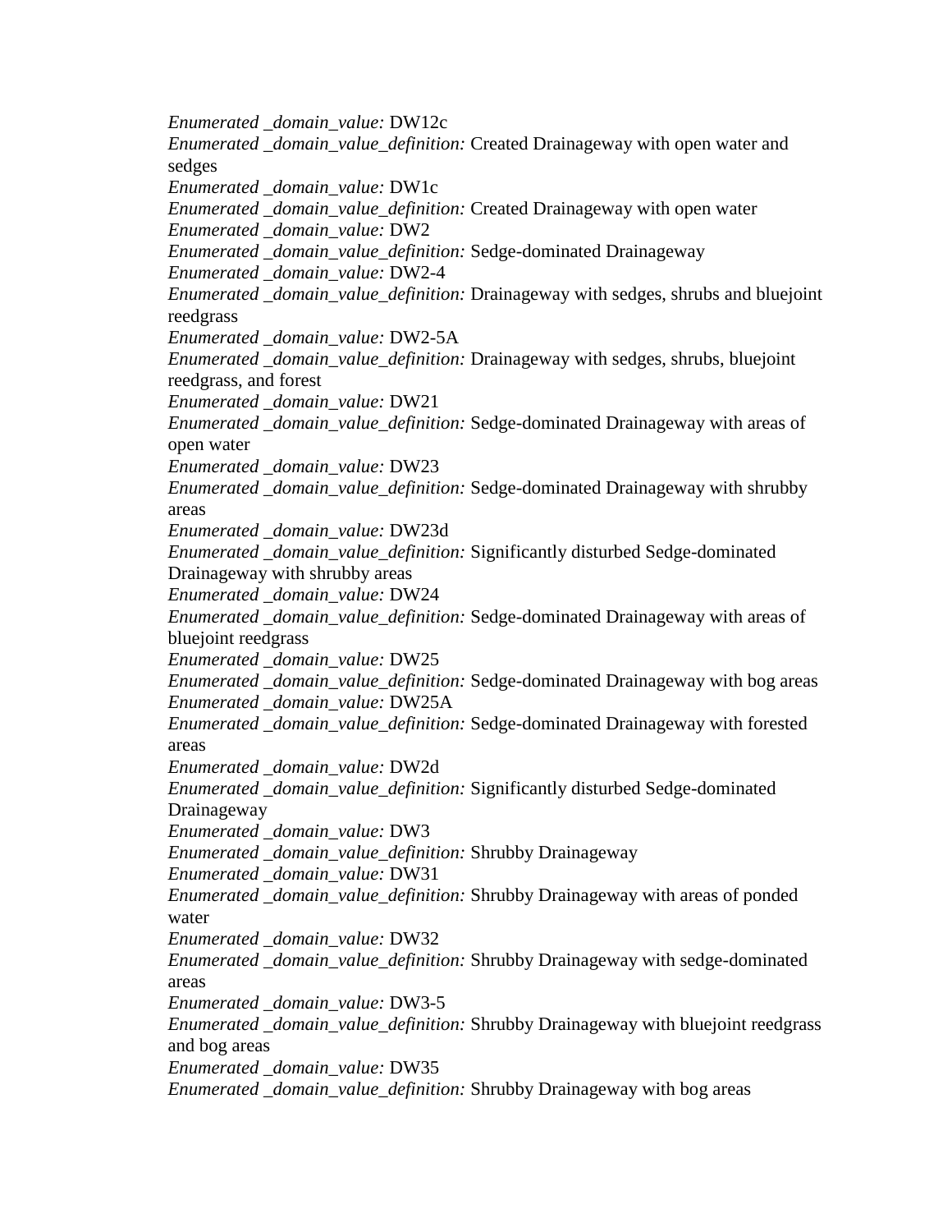*Enumerated _domain_value:* DW12c
*Enumerated _domain_value_definition:* Created Drainageway with open water and sedges
*Enumerated _domain_value:* DW1c
*Enumerated _domain_value_definition:* Created Drainageway with open water
*Enumerated _domain_value:* DW2
*Enumerated _domain_value_definition:* Sedge-dominated Drainageway
*Enumerated _domain_value:* DW2-4
*Enumerated _domain_value_definition:* Drainageway with sedges, shrubs and bluejoint reedgrass
*Enumerated _domain_value:* DW2-5A
*Enumerated _domain_value_definition:* Drainageway with sedges, shrubs, bluejoint reedgrass, and forest
*Enumerated _domain_value:* DW21
*Enumerated _domain_value_definition:* Sedge-dominated Drainageway with areas of open water
*Enumerated _domain_value:* DW23
*Enumerated _domain_value_definition:* Sedge-dominated Drainageway with shrubby areas
*Enumerated _domain_value:* DW23d
*Enumerated _domain_value_definition:* Significantly disturbed Sedge-dominated Drainageway with shrubby areas
*Enumerated _domain_value:* DW24
*Enumerated _domain_value_definition:* Sedge-dominated Drainageway with areas of bluejoint reedgrass
*Enumerated _domain_value:* DW25
*Enumerated _domain_value_definition:* Sedge-dominated Drainageway with bog areas
*Enumerated _domain_value:* DW25A
*Enumerated _domain_value_definition:* Sedge-dominated Drainageway with forested areas
*Enumerated _domain_value:* DW2d
*Enumerated _domain_value_definition:* Significantly disturbed Sedge-dominated Drainageway
*Enumerated _domain_value:* DW3
*Enumerated _domain_value_definition:* Shrubby Drainageway
*Enumerated _domain_value:* DW31
*Enumerated _domain_value_definition:* Shrubby Drainageway with areas of ponded water
*Enumerated _domain_value:* DW32
*Enumerated _domain_value_definition:* Shrubby Drainageway with sedge-dominated areas
*Enumerated _domain_value:* DW3-5
*Enumerated _domain_value_definition:* Shrubby Drainageway with bluejoint reedgrass and bog areas
*Enumerated _domain_value:* DW35
*Enumerated _domain_value_definition:* Shrubby Drainageway with bog areas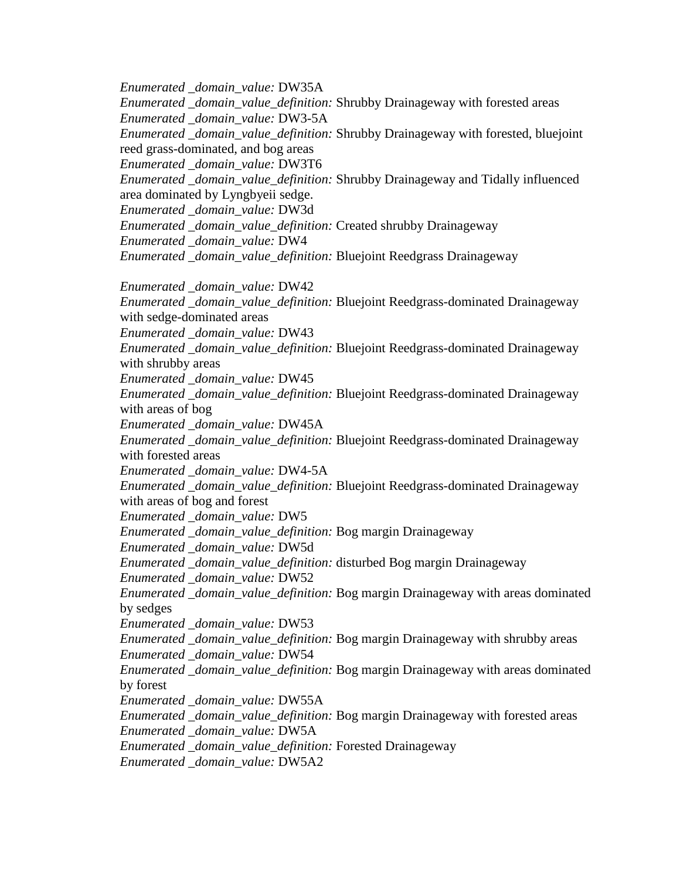*Enumerated _domain_value:* DW35A
*Enumerated _domain_value_definition:* Shrubby Drainageway with forested areas
*Enumerated _domain_value:* DW3-5A
*Enumerated _domain_value_definition:* Shrubby Drainageway with forested, bluejoint reed grass-dominated, and bog areas
*Enumerated _domain_value:* DW3T6
*Enumerated _domain_value_definition:* Shrubby Drainageway and Tidally influenced area dominated by Lyngbyeii sedge.
*Enumerated _domain_value:* DW3d
*Enumerated _domain_value_definition:* Created shrubby Drainageway
*Enumerated _domain_value:* DW4
*Enumerated _domain_value_definition:* Bluejoint Reedgrass Drainageway

*Enumerated _domain_value:* DW42
*Enumerated _domain_value_definition:* Bluejoint Reedgrass-dominated Drainageway with sedge-dominated areas
*Enumerated _domain_value:* DW43
*Enumerated _domain_value_definition:* Bluejoint Reedgrass-dominated Drainageway with shrubby areas
*Enumerated _domain_value:* DW45
*Enumerated _domain_value_definition:* Bluejoint Reedgrass-dominated Drainageway with areas of bog
*Enumerated _domain_value:* DW45A
*Enumerated _domain_value_definition:* Bluejoint Reedgrass-dominated Drainageway with forested areas
*Enumerated _domain_value:* DW4-5A
*Enumerated _domain_value_definition:* Bluejoint Reedgrass-dominated Drainageway with areas of bog and forest
*Enumerated _domain_value:* DW5
*Enumerated _domain_value_definition:* Bog margin Drainageway
*Enumerated _domain_value:* DW5d
*Enumerated _domain_value_definition:* disturbed Bog margin Drainageway
*Enumerated _domain_value:* DW52
*Enumerated _domain_value_definition:* Bog margin Drainageway with areas dominated by sedges
*Enumerated _domain_value:* DW53
*Enumerated _domain_value_definition:* Bog margin Drainageway with shrubby areas
*Enumerated _domain_value:* DW54
*Enumerated _domain_value_definition:* Bog margin Drainageway with areas dominated by forest
*Enumerated _domain_value:* DW55A
*Enumerated _domain_value_definition:* Bog margin Drainageway with forested areas
*Enumerated _domain_value:* DW5A
*Enumerated _domain_value_definition:* Forested Drainageway
*Enumerated _domain_value:* DW5A2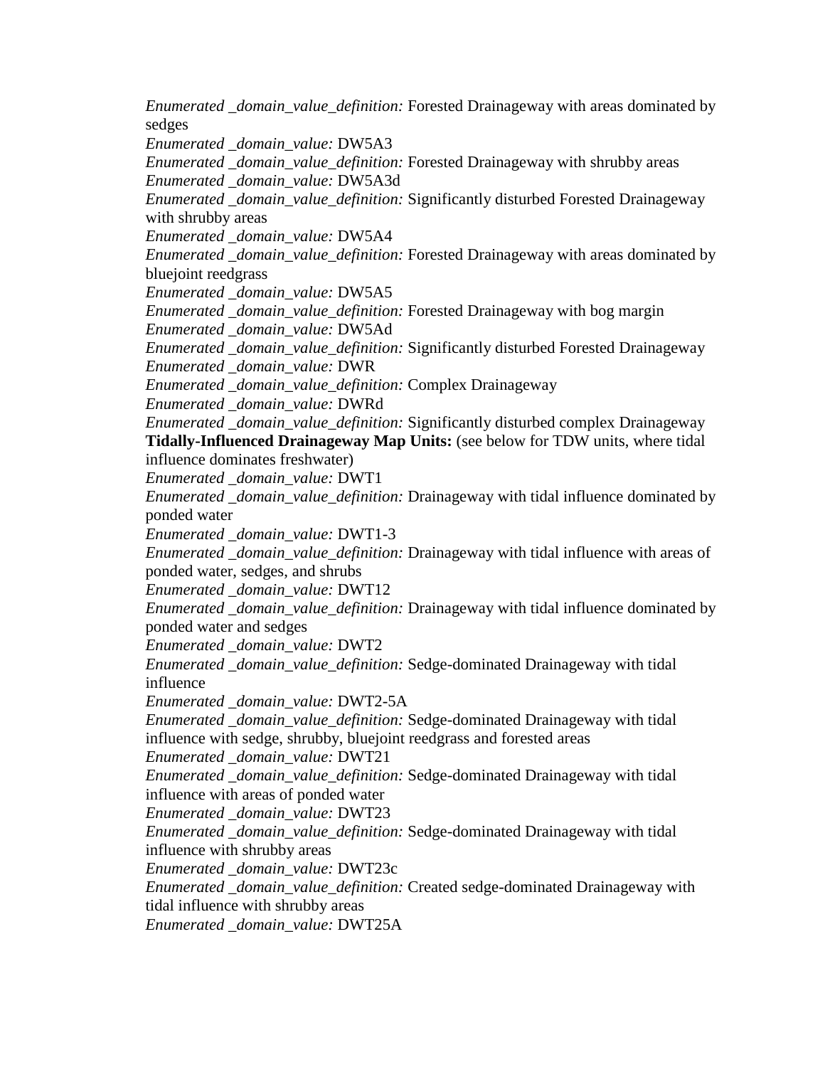*Enumerated _domain_value_definition:* Forested Drainageway with areas dominated by sedges
*Enumerated _domain_value:* DW5A3
*Enumerated _domain_value_definition:* Forested Drainageway with shrubby areas
*Enumerated _domain_value:* DW5A3d
*Enumerated _domain_value_definition:* Significantly disturbed Forested Drainageway with shrubby areas
*Enumerated _domain_value:* DW5A4
*Enumerated _domain_value_definition:* Forested Drainageway with areas dominated by bluejoint reedgrass
*Enumerated _domain_value:* DW5A5
*Enumerated _domain_value_definition:* Forested Drainageway with bog margin
*Enumerated _domain_value:* DW5Ad
*Enumerated _domain_value_definition:* Significantly disturbed Forested Drainageway
*Enumerated _domain_value:* DWR
*Enumerated _domain_value_definition:* Complex Drainageway
*Enumerated _domain_value:* DWRd
*Enumerated _domain_value_definition:* Significantly disturbed complex Drainageway
**Tidally-Influenced Drainageway Map Units:** (see below for TDW units, where tidal influence dominates freshwater)
*Enumerated _domain_value:* DWT1
*Enumerated _domain_value_definition:* Drainageway with tidal influence dominated by ponded water
*Enumerated _domain_value:* DWT1-3
*Enumerated _domain_value_definition:* Drainageway with tidal influence with areas of ponded water, sedges, and shrubs
*Enumerated _domain_value:* DWT12
*Enumerated _domain_value_definition:* Drainageway with tidal influence dominated by ponded water and sedges
*Enumerated _domain_value:* DWT2
*Enumerated _domain_value_definition:* Sedge-dominated Drainageway with tidal influence
*Enumerated _domain_value:* DWT2-5A
*Enumerated _domain_value_definition:* Sedge-dominated Drainageway with tidal influence with sedge, shrubby, bluejoint reedgrass and forested areas
*Enumerated _domain_value:* DWT21
*Enumerated _domain_value_definition:* Sedge-dominated Drainageway with tidal influence with areas of ponded water
*Enumerated _domain_value:* DWT23
*Enumerated _domain_value_definition:* Sedge-dominated Drainageway with tidal influence with shrubby areas
*Enumerated _domain_value:* DWT23c
*Enumerated _domain_value_definition:* Created sedge-dominated Drainageway with tidal influence with shrubby areas
*Enumerated _domain_value:* DWT25A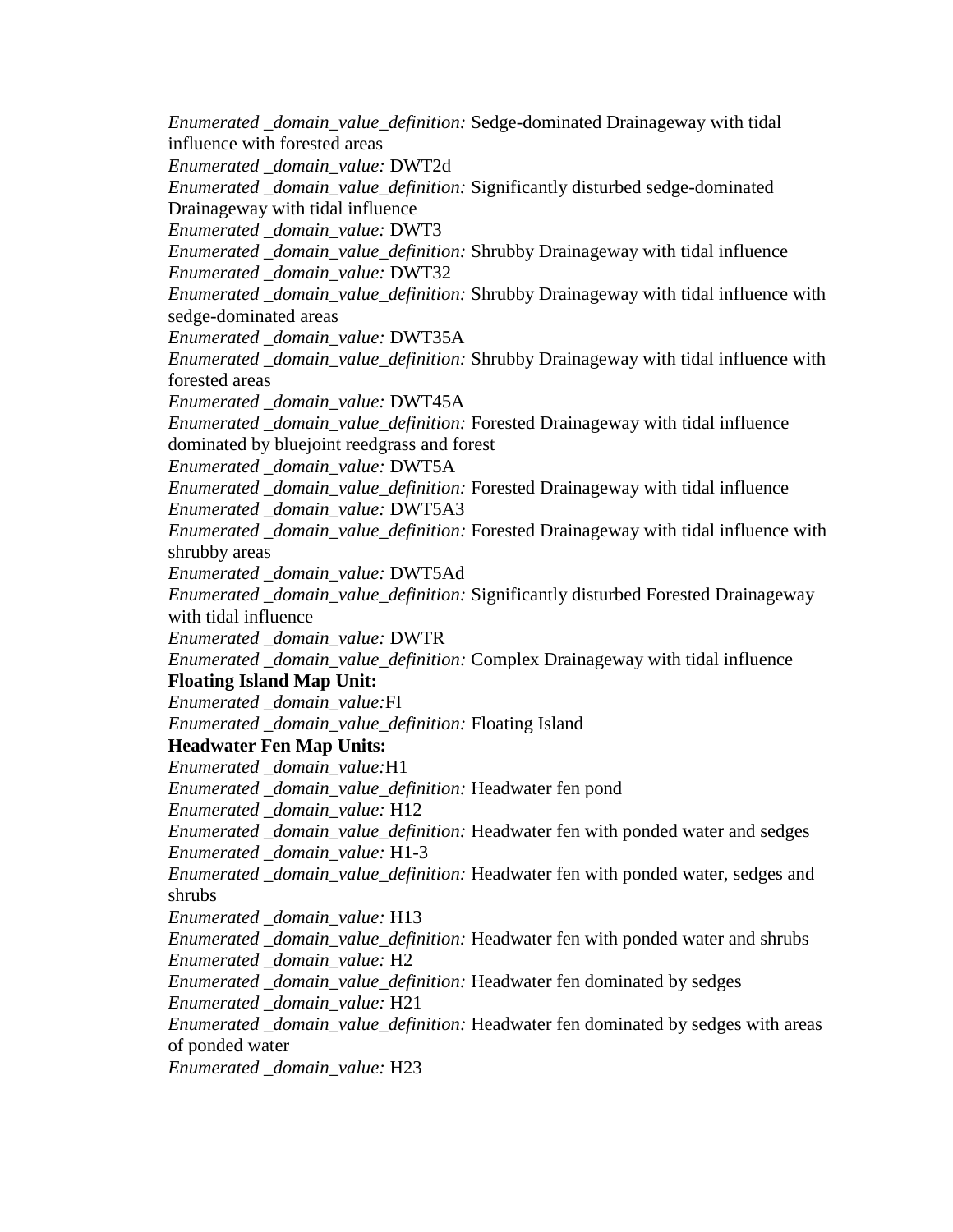*Enumerated _domain_value_definition:* Sedge-dominated Drainageway with tidal influence with forested areas
*Enumerated _domain_value:* DWT2d
*Enumerated _domain_value_definition:* Significantly disturbed sedge-dominated Drainageway with tidal influence
*Enumerated _domain_value:* DWT3
*Enumerated _domain_value_definition:* Shrubby Drainageway with tidal influence
*Enumerated _domain_value:* DWT32
*Enumerated _domain_value_definition:* Shrubby Drainageway with tidal influence with sedge-dominated areas
*Enumerated _domain_value:* DWT35A
*Enumerated _domain_value_definition:* Shrubby Drainageway with tidal influence with forested areas
*Enumerated _domain_value:* DWT45A
*Enumerated _domain_value_definition:* Forested Drainageway with tidal influence dominated by bluejoint reedgrass and forest
*Enumerated _domain_value:* DWT5A
*Enumerated _domain_value_definition:* Forested Drainageway with tidal influence
*Enumerated _domain_value:* DWT5A3
*Enumerated _domain_value_definition:* Forested Drainageway with tidal influence with shrubby areas
*Enumerated _domain_value:* DWT5Ad
*Enumerated _domain_value_definition:* Significantly disturbed Forested Drainageway with tidal influence
*Enumerated _domain_value:* DWTR
*Enumerated _domain_value_definition:* Complex Drainageway with tidal influence

**Floating Island Map Unit:**

*Enumerated _domain_value:*FI
*Enumerated _domain_value_definition:* Floating Island

**Headwater Fen Map Units:**

*Enumerated _domain_value:*H1
*Enumerated _domain_value_definition:* Headwater fen pond
*Enumerated _domain_value:* H12
*Enumerated _domain_value_definition:* Headwater fen with ponded water and sedges
*Enumerated _domain_value:* H1-3
*Enumerated _domain_value_definition:* Headwater fen with ponded water, sedges and shrubs
*Enumerated _domain_value:* H13
*Enumerated _domain_value_definition:* Headwater fen with ponded water and shrubs
*Enumerated _domain_value:* H2
*Enumerated _domain_value_definition:* Headwater fen dominated by sedges
*Enumerated _domain_value:* H21
*Enumerated _domain_value_definition:* Headwater fen dominated by sedges with areas of ponded water
*Enumerated _domain_value:* H23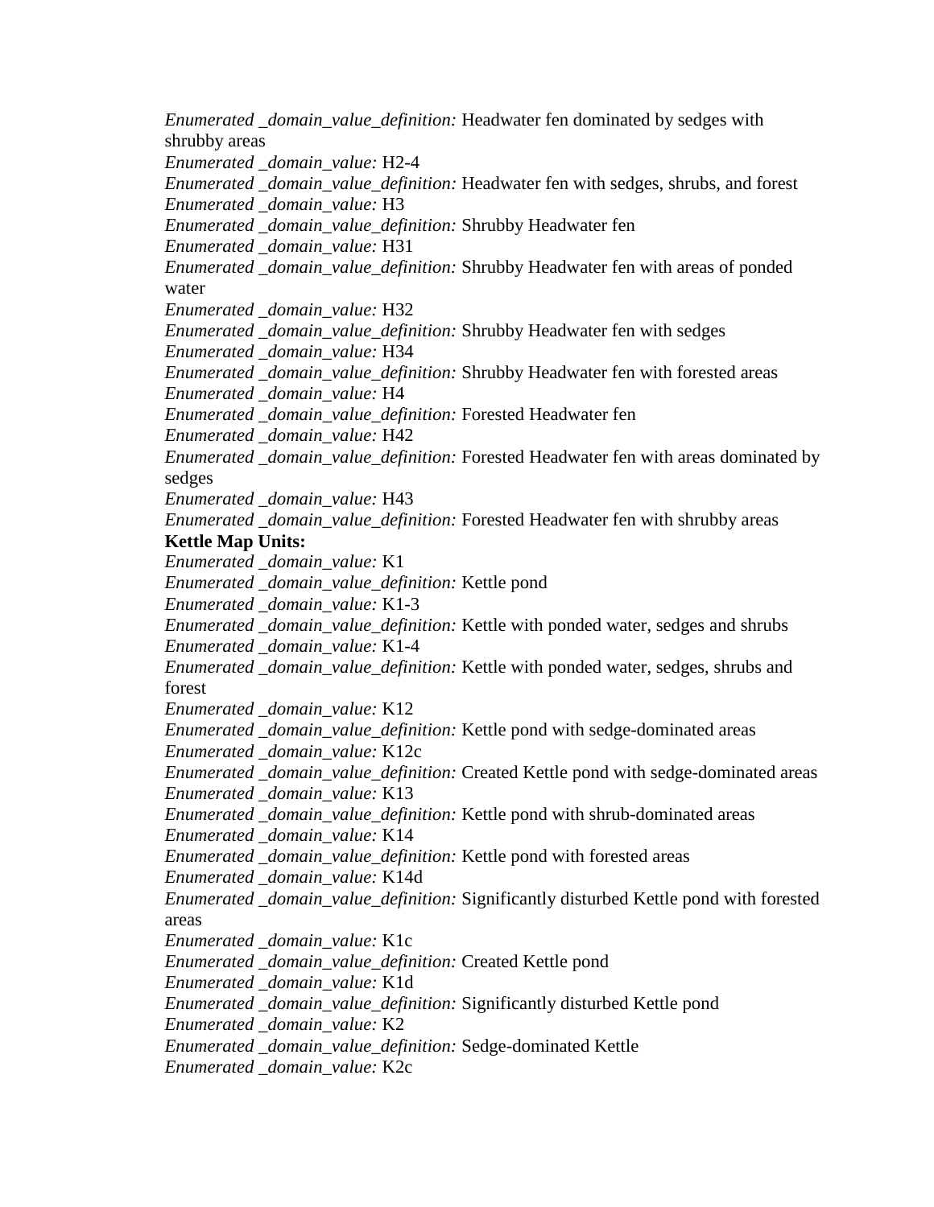*Enumerated _domain_value_definition:* Headwater fen dominated by sedges with shrubby areas
*Enumerated _domain_value:* H2-4
*Enumerated _domain_value_definition:* Headwater fen with sedges, shrubs, and forest
*Enumerated _domain_value:* H3
*Enumerated _domain_value_definition:* Shrubby Headwater fen
*Enumerated _domain_value:* H31
*Enumerated _domain_value_definition:* Shrubby Headwater fen with areas of ponded water
*Enumerated _domain_value:* H32
*Enumerated _domain_value_definition:* Shrubby Headwater fen with sedges
*Enumerated _domain_value:* H34
*Enumerated _domain_value_definition:* Shrubby Headwater fen with forested areas
*Enumerated _domain_value:* H4
*Enumerated _domain_value_definition:* Forested Headwater fen
*Enumerated _domain_value:* H42
*Enumerated _domain_value_definition:* Forested Headwater fen with areas dominated by sedges
*Enumerated _domain_value:* H43
*Enumerated _domain_value_definition:* Forested Headwater fen with shrubby areas
**Kettle Map Units:**
*Enumerated _domain_value:* K1
*Enumerated _domain_value_definition:* Kettle pond
*Enumerated _domain_value:* K1-3
*Enumerated _domain_value_definition:* Kettle with ponded water, sedges and shrubs
*Enumerated _domain_value:* K1-4
*Enumerated _domain_value_definition:* Kettle with ponded water, sedges, shrubs and forest
*Enumerated _domain_value:* K12
*Enumerated _domain_value_definition:* Kettle pond with sedge-dominated areas
*Enumerated _domain_value:* K12c
*Enumerated _domain_value_definition:* Created Kettle pond with sedge-dominated areas
*Enumerated _domain_value:* K13
*Enumerated _domain_value_definition:* Kettle pond with shrub-dominated areas
*Enumerated _domain_value:* K14
*Enumerated _domain_value_definition:* Kettle pond with forested areas
*Enumerated _domain_value:* K14d
*Enumerated _domain_value_definition:* Significantly disturbed Kettle pond with forested areas
*Enumerated _domain_value:* K1c
*Enumerated _domain_value_definition:* Created Kettle pond
*Enumerated _domain_value:* K1d
*Enumerated _domain_value_definition:* Significantly disturbed Kettle pond
*Enumerated _domain_value:* K2
*Enumerated _domain_value_definition:* Sedge-dominated Kettle
*Enumerated _domain_value:* K2c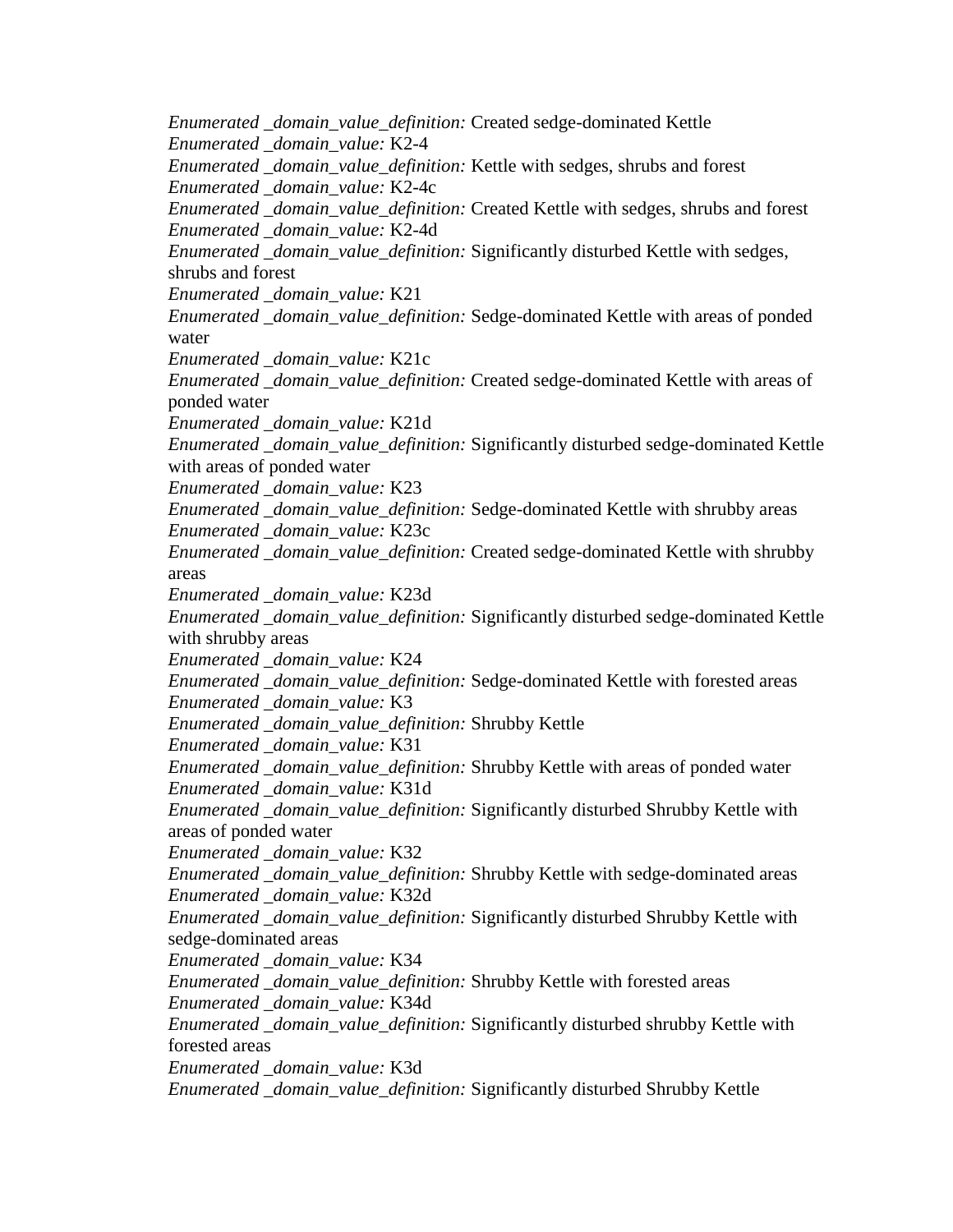*Enumerated _domain_value_definition:* Created sedge-dominated Kettle
*Enumerated _domain_value:* K2-4
*Enumerated _domain_value_definition:* Kettle with sedges, shrubs and forest
*Enumerated _domain_value:* K2-4c
*Enumerated _domain_value_definition:* Created Kettle with sedges, shrubs and forest
*Enumerated _domain_value:* K2-4d
*Enumerated _domain_value_definition:* Significantly disturbed Kettle with sedges, shrubs and forest
*Enumerated _domain_value:* K21
*Enumerated _domain_value_definition:* Sedge-dominated Kettle with areas of ponded water
*Enumerated _domain_value:* K21c
*Enumerated _domain_value_definition:* Created sedge-dominated Kettle with areas of ponded water
*Enumerated _domain_value:* K21d
*Enumerated _domain_value_definition:* Significantly disturbed sedge-dominated Kettle with areas of ponded water
*Enumerated _domain_value:* K23
*Enumerated _domain_value_definition:* Sedge-dominated Kettle with shrubby areas
*Enumerated _domain_value:* K23c
*Enumerated _domain_value_definition:* Created sedge-dominated Kettle with shrubby areas
*Enumerated _domain_value:* K23d
*Enumerated _domain_value_definition:* Significantly disturbed sedge-dominated Kettle with shrubby areas
*Enumerated _domain_value:* K24
*Enumerated _domain_value_definition:* Sedge-dominated Kettle with forested areas
*Enumerated _domain_value:* K3
*Enumerated _domain_value_definition:* Shrubby Kettle
*Enumerated _domain_value:* K31
*Enumerated _domain_value_definition:* Shrubby Kettle with areas of ponded water
*Enumerated _domain_value:* K31d
*Enumerated _domain_value_definition:* Significantly disturbed Shrubby Kettle with areas of ponded water
*Enumerated _domain_value:* K32
*Enumerated _domain_value_definition:* Shrubby Kettle with sedge-dominated areas
*Enumerated _domain_value:* K32d
*Enumerated _domain_value_definition:* Significantly disturbed Shrubby Kettle with sedge-dominated areas
*Enumerated _domain_value:* K34
*Enumerated _domain_value_definition:* Shrubby Kettle with forested areas
*Enumerated _domain_value:* K34d
*Enumerated _domain_value_definition:* Significantly disturbed shrubby Kettle with forested areas
*Enumerated _domain_value:* K3d
*Enumerated _domain_value_definition:* Significantly disturbed Shrubby Kettle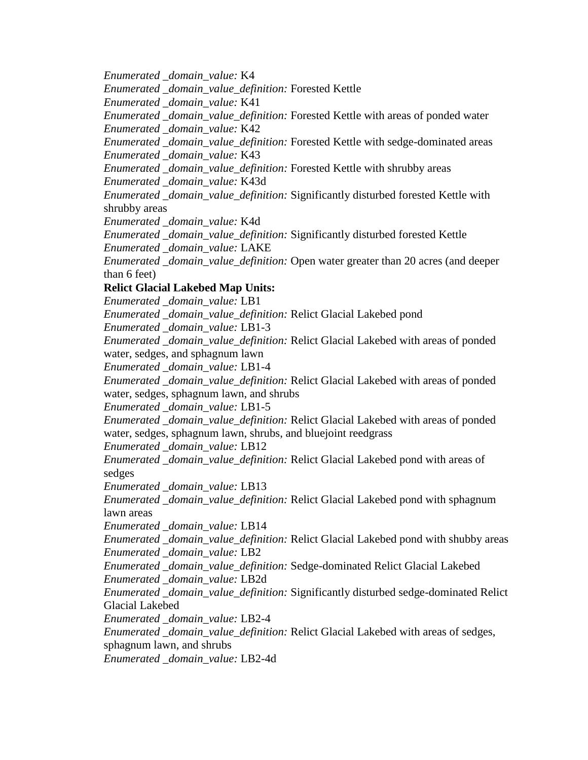*Enumerated _domain_value:* K4
*Enumerated _domain_value_definition:* Forested Kettle
*Enumerated _domain_value:* K41
*Enumerated _domain_value_definition:* Forested Kettle with areas of ponded water
*Enumerated _domain_value:* K42
*Enumerated _domain_value_definition:* Forested Kettle with sedge-dominated areas
*Enumerated _domain_value:* K43
*Enumerated _domain_value_definition:* Forested Kettle with shrubby areas
*Enumerated _domain_value:* K43d
*Enumerated _domain_value_definition:* Significantly disturbed forested Kettle with shrubby areas
*Enumerated _domain_value:* K4d
*Enumerated _domain_value_definition:* Significantly disturbed forested Kettle
*Enumerated _domain_value:* LAKE
*Enumerated _domain_value_definition:* Open water greater than 20 acres (and deeper than 6 feet)
**Relict Glacial Lakebed Map Units:**
*Enumerated _domain_value:* LB1
*Enumerated _domain_value_definition:* Relict Glacial Lakebed pond
*Enumerated _domain_value:* LB1-3
*Enumerated _domain_value_definition:* Relict Glacial Lakebed with areas of ponded water, sedges, and sphagnum lawn
*Enumerated _domain_value:* LB1-4
*Enumerated _domain_value_definition:* Relict Glacial Lakebed with areas of ponded water, sedges, sphagnum lawn, and shrubs
*Enumerated _domain_value:* LB1-5
*Enumerated _domain_value_definition:* Relict Glacial Lakebed with areas of ponded water, sedges, sphagnum lawn, shrubs, and bluejoint reedgrass
*Enumerated _domain_value:* LB12
*Enumerated _domain_value_definition:* Relict Glacial Lakebed pond with areas of sedges
*Enumerated _domain_value:* LB13
*Enumerated _domain_value_definition:* Relict Glacial Lakebed pond with sphagnum lawn areas
*Enumerated _domain_value:* LB14
*Enumerated _domain_value_definition:* Relict Glacial Lakebed pond with shubby areas
*Enumerated _domain_value:* LB2
*Enumerated _domain_value_definition:* Sedge-dominated Relict Glacial Lakebed
*Enumerated _domain_value:* LB2d
*Enumerated _domain_value_definition:* Significantly disturbed sedge-dominated Relict Glacial Lakebed
*Enumerated _domain_value:* LB2-4
*Enumerated _domain_value_definition:* Relict Glacial Lakebed with areas of sedges, sphagnum lawn, and shrubs
*Enumerated _domain_value:* LB2-4d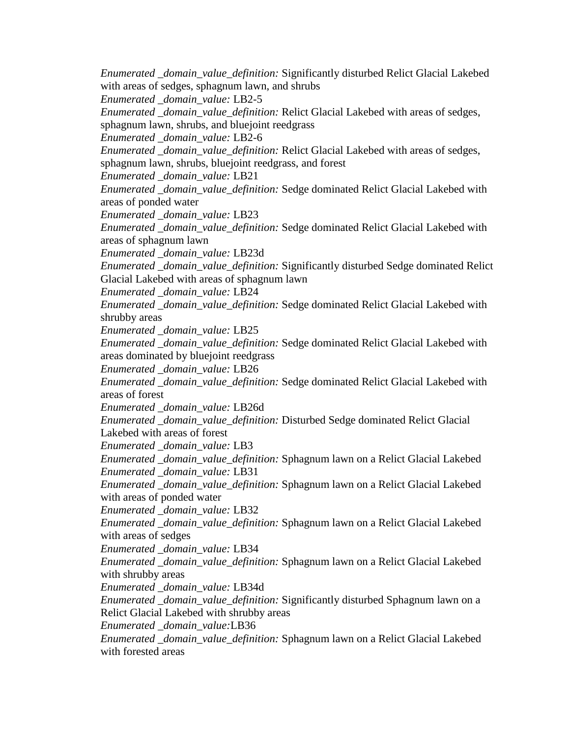*Enumerated _domain_value_definition:* Significantly disturbed Relict Glacial Lakebed with areas of sedges, sphagnum lawn, and shrubs
*Enumerated _domain_value:* LB2-5
*Enumerated _domain_value_definition:* Relict Glacial Lakebed with areas of sedges, sphagnum lawn, shrubs, and bluejoint reedgrass
*Enumerated _domain_value:* LB2-6
*Enumerated _domain_value_definition:* Relict Glacial Lakebed with areas of sedges, sphagnum lawn, shrubs, bluejoint reedgrass, and forest
*Enumerated _domain_value:* LB21
*Enumerated _domain_value_definition:* Sedge dominated Relict Glacial Lakebed with areas of ponded water
*Enumerated _domain_value:* LB23
*Enumerated _domain_value_definition:* Sedge dominated Relict Glacial Lakebed with areas of sphagnum lawn
*Enumerated _domain_value:* LB23d
*Enumerated _domain_value_definition:* Significantly disturbed Sedge dominated Relict Glacial Lakebed with areas of sphagnum lawn
*Enumerated _domain_value:* LB24
*Enumerated _domain_value_definition:* Sedge dominated Relict Glacial Lakebed with shrubby areas
*Enumerated _domain_value:* LB25
*Enumerated _domain_value_definition:* Sedge dominated Relict Glacial Lakebed with areas dominated by bluejoint reedgrass
*Enumerated _domain_value:* LB26
*Enumerated _domain_value_definition:* Sedge dominated Relict Glacial Lakebed with areas of forest
*Enumerated _domain_value:* LB26d
*Enumerated _domain_value_definition:* Disturbed Sedge dominated Relict Glacial Lakebed with areas of forest
*Enumerated _domain_value:* LB3
*Enumerated _domain_value_definition:* Sphagnum lawn on a Relict Glacial Lakebed
*Enumerated _domain_value:* LB31
*Enumerated _domain_value_definition:* Sphagnum lawn on a Relict Glacial Lakebed with areas of ponded water
*Enumerated _domain_value:* LB32
*Enumerated _domain_value_definition:* Sphagnum lawn on a Relict Glacial Lakebed with areas of sedges
*Enumerated _domain_value:* LB34
*Enumerated _domain_value_definition:* Sphagnum lawn on a Relict Glacial Lakebed with shrubby areas
*Enumerated _domain_value:* LB34d
*Enumerated _domain_value_definition:* Significantly disturbed Sphagnum lawn on a Relict Glacial Lakebed with shrubby areas
*Enumerated _domain_value:*LB36
*Enumerated _domain_value_definition:* Sphagnum lawn on a Relict Glacial Lakebed with forested areas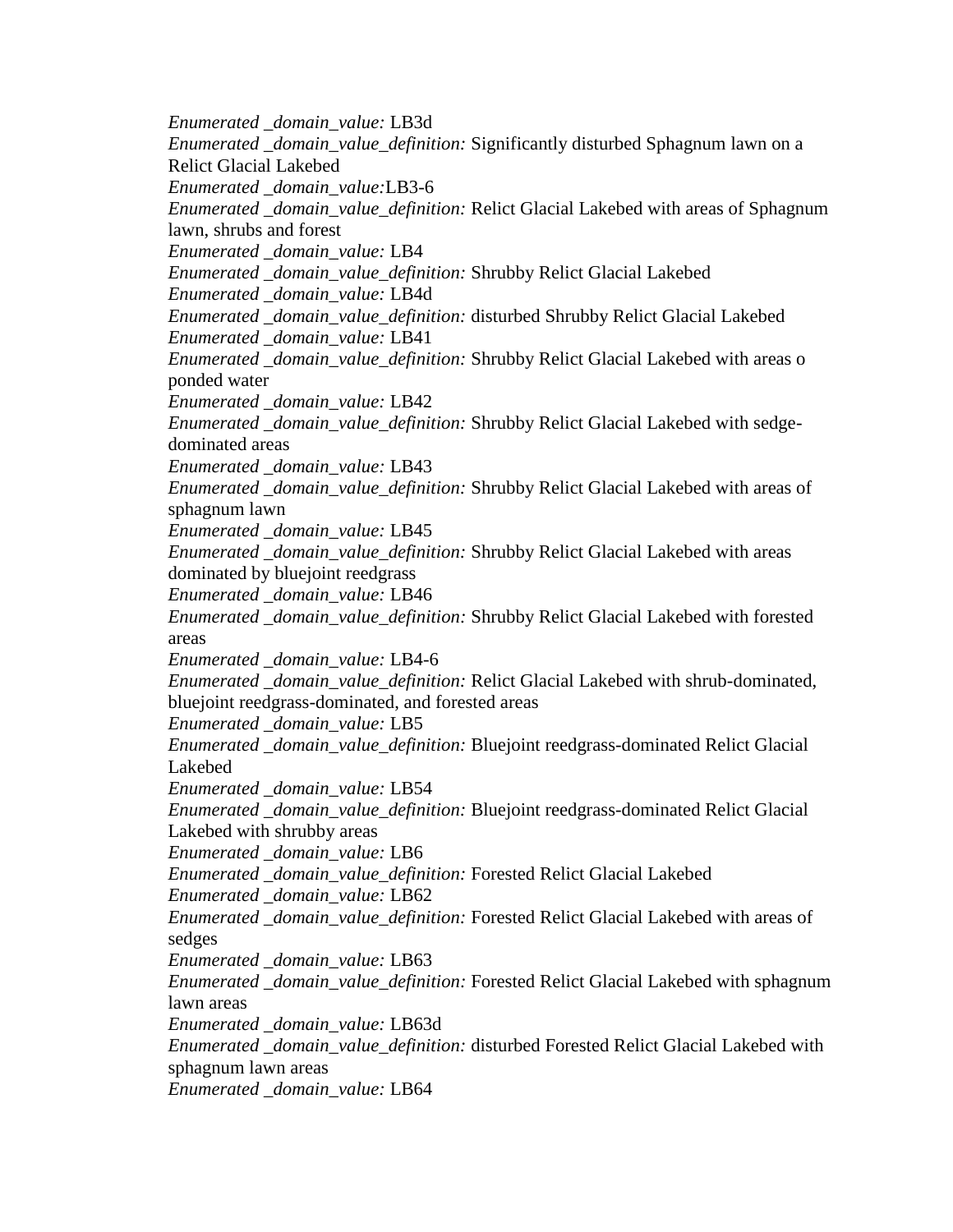*Enumerated _domain_value:* LB3d
*Enumerated _domain_value_definition:* Significantly disturbed Sphagnum lawn on a Relict Glacial Lakebed
*Enumerated _domain_value:*LB3-6
*Enumerated _domain_value_definition:* Relict Glacial Lakebed with areas of Sphagnum lawn, shrubs and forest
*Enumerated _domain_value:* LB4
*Enumerated _domain_value_definition:* Shrubby Relict Glacial Lakebed
*Enumerated _domain_value:* LB4d
*Enumerated _domain_value_definition:* disturbed Shrubby Relict Glacial Lakebed
*Enumerated _domain_value:* LB41
*Enumerated _domain_value_definition:* Shrubby Relict Glacial Lakebed with areas o ponded water
*Enumerated _domain_value:* LB42
*Enumerated _domain_value_definition:* Shrubby Relict Glacial Lakebed with sedge-dominated areas
*Enumerated _domain_value:* LB43
*Enumerated _domain_value_definition:* Shrubby Relict Glacial Lakebed with areas of sphagnum lawn
*Enumerated _domain_value:* LB45
*Enumerated _domain_value_definition:* Shrubby Relict Glacial Lakebed with areas dominated by bluejoint reedgrass
*Enumerated _domain_value:* LB46
*Enumerated _domain_value_definition:* Shrubby Relict Glacial Lakebed with forested areas
*Enumerated _domain_value:* LB4-6
*Enumerated _domain_value_definition:* Relict Glacial Lakebed with shrub-dominated, bluejoint reedgrass-dominated, and forested areas
*Enumerated _domain_value:* LB5
*Enumerated _domain_value_definition:* Bluejoint reedgrass-dominated Relict Glacial Lakebed
*Enumerated _domain_value:* LB54
*Enumerated _domain_value_definition:* Bluejoint reedgrass-dominated Relict Glacial Lakebed with shrubby areas
*Enumerated _domain_value:* LB6
*Enumerated _domain_value_definition:* Forested Relict Glacial Lakebed
*Enumerated _domain_value:* LB62
*Enumerated _domain_value_definition:* Forested Relict Glacial Lakebed with areas of sedges
*Enumerated _domain_value:* LB63
*Enumerated _domain_value_definition:* Forested Relict Glacial Lakebed with sphagnum lawn areas
*Enumerated _domain_value:* LB63d
*Enumerated _domain_value_definition:* disturbed Forested Relict Glacial Lakebed with sphagnum lawn areas
*Enumerated _domain_value:* LB64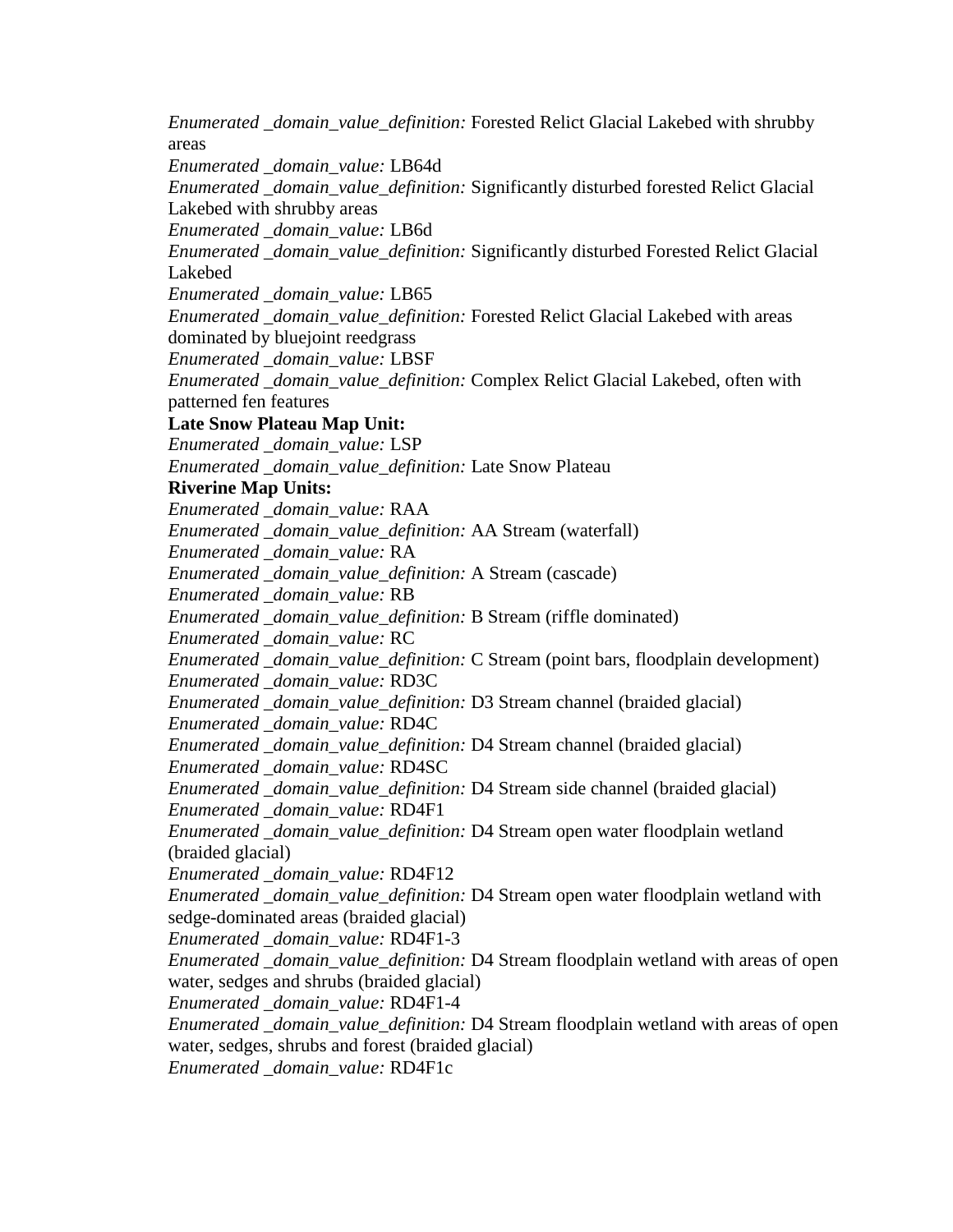*Enumerated _domain_value_definition:* Forested Relict Glacial Lakebed with shrubby areas
*Enumerated _domain_value:* LB64d
*Enumerated _domain_value_definition:* Significantly disturbed forested Relict Glacial Lakebed with shrubby areas
*Enumerated _domain_value:* LB6d
*Enumerated _domain_value_definition:* Significantly disturbed Forested Relict Glacial Lakebed
*Enumerated _domain_value:* LB65
*Enumerated _domain_value_definition:* Forested Relict Glacial Lakebed with areas dominated by bluejoint reedgrass
*Enumerated _domain_value:* LBSF
*Enumerated _domain_value_definition:* Complex Relict Glacial Lakebed, often with patterned fen features

**Late Snow Plateau Map Unit:**

*Enumerated _domain_value:* LSP
*Enumerated _domain_value_definition:* Late Snow Plateau

**Riverine Map Units:**

*Enumerated _domain_value:* RAA
*Enumerated _domain_value_definition:* AA Stream (waterfall)
*Enumerated _domain_value:* RA
*Enumerated _domain_value_definition:* A Stream (cascade)
*Enumerated _domain_value:* RB
*Enumerated _domain_value_definition:* B Stream (riffle dominated)
*Enumerated _domain_value:* RC
*Enumerated _domain_value_definition:* C Stream (point bars, floodplain development)
*Enumerated _domain_value:* RD3C
*Enumerated _domain_value_definition:* D3 Stream channel (braided glacial)
*Enumerated _domain_value:* RD4C
*Enumerated _domain_value_definition:* D4 Stream channel (braided glacial)
*Enumerated _domain_value:* RD4SC
*Enumerated _domain_value_definition:* D4 Stream side channel (braided glacial)
*Enumerated _domain_value:* RD4F1
*Enumerated _domain_value_definition:* D4 Stream open water floodplain wetland (braided glacial)
*Enumerated _domain_value:* RD4F12
*Enumerated _domain_value_definition:* D4 Stream open water floodplain wetland with sedge-dominated areas (braided glacial)
*Enumerated _domain_value:* RD4F1-3
*Enumerated _domain_value_definition:* D4 Stream floodplain wetland with areas of open water, sedges and shrubs (braided glacial)
*Enumerated _domain_value:* RD4F1-4
*Enumerated _domain_value_definition:* D4 Stream floodplain wetland with areas of open water, sedges, shrubs and forest (braided glacial)
*Enumerated _domain_value:* RD4F1c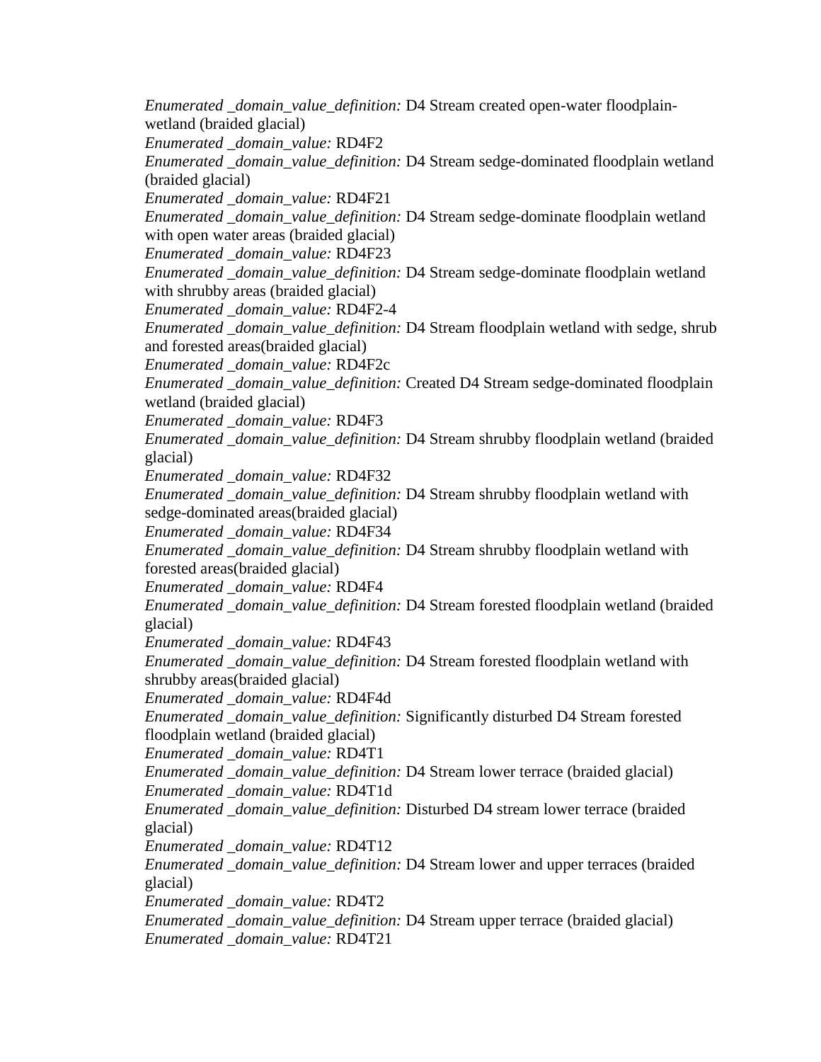*Enumerated _domain_value_definition:* D4 Stream created open-water floodplain-wetland (braided glacial)
*Enumerated _domain_value:* RD4F2
*Enumerated _domain_value_definition:* D4 Stream sedge-dominated floodplain wetland (braided glacial)
*Enumerated _domain_value:* RD4F21
*Enumerated _domain_value_definition:* D4 Stream sedge-dominate floodplain wetland with open water areas (braided glacial)
*Enumerated _domain_value:* RD4F23
*Enumerated _domain_value_definition:* D4 Stream sedge-dominate floodplain wetland with shrubby areas (braided glacial)
*Enumerated _domain_value:* RD4F2-4
*Enumerated _domain_value_definition:* D4 Stream floodplain wetland with sedge, shrub and forested areas(braided glacial)
*Enumerated _domain_value:* RD4F2c
*Enumerated _domain_value_definition:* Created D4 Stream sedge-dominated floodplain wetland (braided glacial)
*Enumerated _domain_value:* RD4F3
*Enumerated _domain_value_definition:* D4 Stream shrubby floodplain wetland (braided glacial)
*Enumerated _domain_value:* RD4F32
*Enumerated _domain_value_definition:* D4 Stream shrubby floodplain wetland with sedge-dominated areas(braided glacial)
*Enumerated _domain_value:* RD4F34
*Enumerated _domain_value_definition:* D4 Stream shrubby floodplain wetland with forested areas(braided glacial)
*Enumerated _domain_value:* RD4F4
*Enumerated _domain_value_definition:* D4 Stream forested floodplain wetland (braided glacial)
*Enumerated _domain_value:* RD4F43
*Enumerated _domain_value_definition:* D4 Stream forested floodplain wetland with shrubby areas(braided glacial)
*Enumerated _domain_value:* RD4F4d
*Enumerated _domain_value_definition:* Significantly disturbed D4 Stream forested floodplain wetland (braided glacial)
*Enumerated _domain_value:* RD4T1
*Enumerated _domain_value_definition:* D4 Stream lower terrace (braided glacial)
*Enumerated _domain_value:* RD4T1d
*Enumerated _domain_value_definition:* Disturbed D4 stream lower terrace (braided glacial)
*Enumerated _domain_value:* RD4T12
*Enumerated _domain_value_definition:* D4 Stream lower and upper terraces (braided glacial)
*Enumerated _domain_value:* RD4T2
*Enumerated _domain_value_definition:* D4 Stream upper terrace (braided glacial)
*Enumerated _domain_value:* RD4T21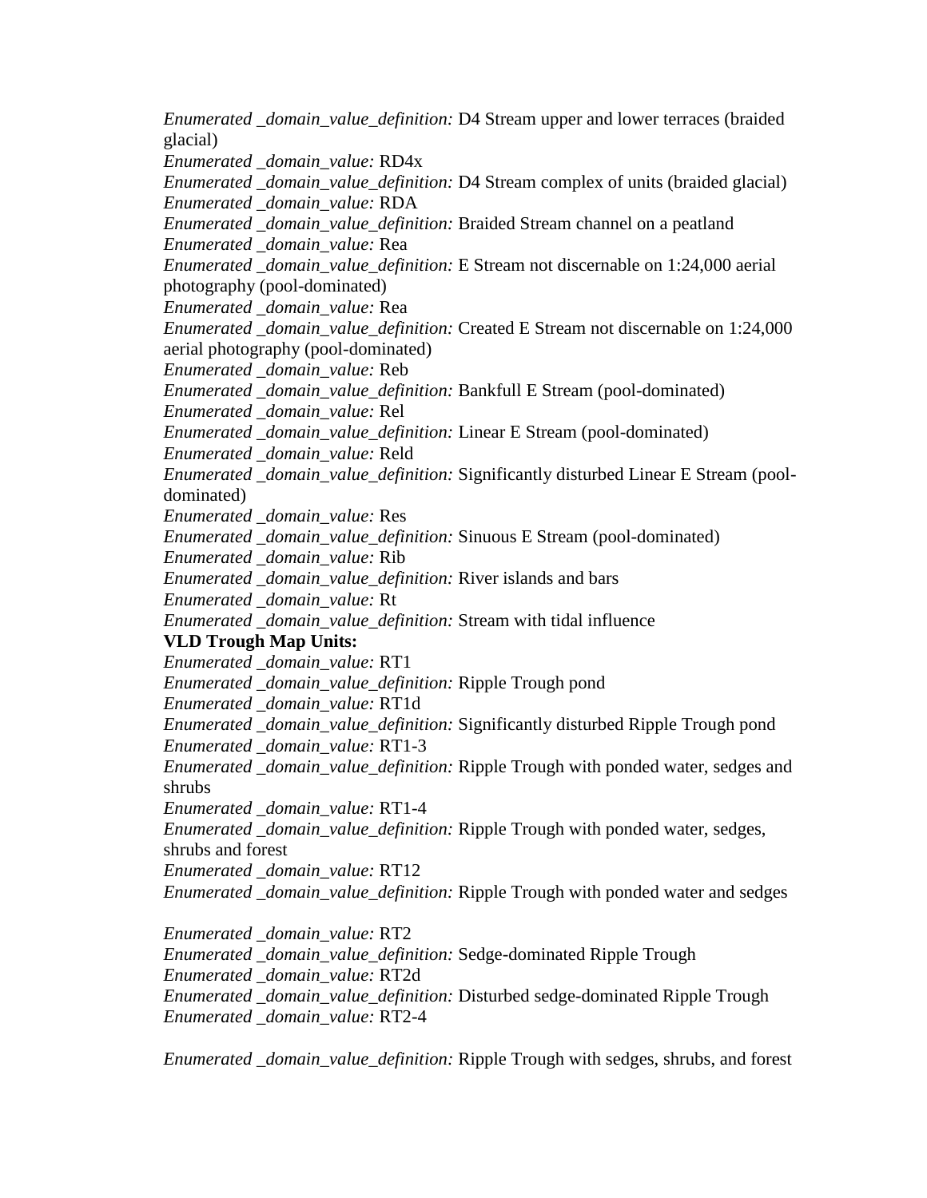*Enumerated _domain_value_definition:* D4 Stream upper and lower terraces (braided glacial)
*Enumerated _domain_value:* RD4x
*Enumerated _domain_value_definition:* D4 Stream complex of units (braided glacial)
*Enumerated _domain_value:* RDA
*Enumerated _domain_value_definition:* Braided Stream channel on a peatland
*Enumerated _domain_value:* Rea
*Enumerated _domain_value_definition:* E Stream not discernable on 1:24,000 aerial photography (pool-dominated)
*Enumerated _domain_value:* Rea
*Enumerated _domain_value_definition:* Created E Stream not discernable on 1:24,000 aerial photography (pool-dominated)
*Enumerated _domain_value:* Reb
*Enumerated _domain_value_definition:* Bankfull E Stream (pool-dominated)
*Enumerated _domain_value:* Rel
*Enumerated _domain_value_definition:* Linear E Stream (pool-dominated)
*Enumerated _domain_value:* Reld
*Enumerated _domain_value_definition:* Significantly disturbed Linear E Stream (pool-dominated)
*Enumerated _domain_value:* Res
*Enumerated _domain_value_definition:* Sinuous E Stream (pool-dominated)
*Enumerated _domain_value:* Rib
*Enumerated _domain_value_definition:* River islands and bars
*Enumerated _domain_value:* Rt
*Enumerated _domain_value_definition:* Stream with tidal influence

**VLD Trough Map Units:**

*Enumerated _domain_value:* RT1
*Enumerated _domain_value_definition:* Ripple Trough pond
*Enumerated _domain_value:* RT1d
*Enumerated _domain_value_definition:* Significantly disturbed Ripple Trough pond
*Enumerated _domain_value:* RT1-3
*Enumerated _domain_value_definition:* Ripple Trough with ponded water, sedges and shrubs
*Enumerated _domain_value:* RT1-4
*Enumerated _domain_value_definition:* Ripple Trough with ponded water, sedges, shrubs and forest
*Enumerated _domain_value:* RT12
*Enumerated _domain_value_definition:* Ripple Trough with ponded water and sedges

*Enumerated _domain_value:* RT2
*Enumerated _domain_value_definition:* Sedge-dominated Ripple Trough
*Enumerated _domain_value:* RT2d
*Enumerated _domain_value_definition:* Disturbed sedge-dominated Ripple Trough
*Enumerated _domain_value:* RT2-4

*Enumerated _domain_value_definition:* Ripple Trough with sedges, shrubs, and forest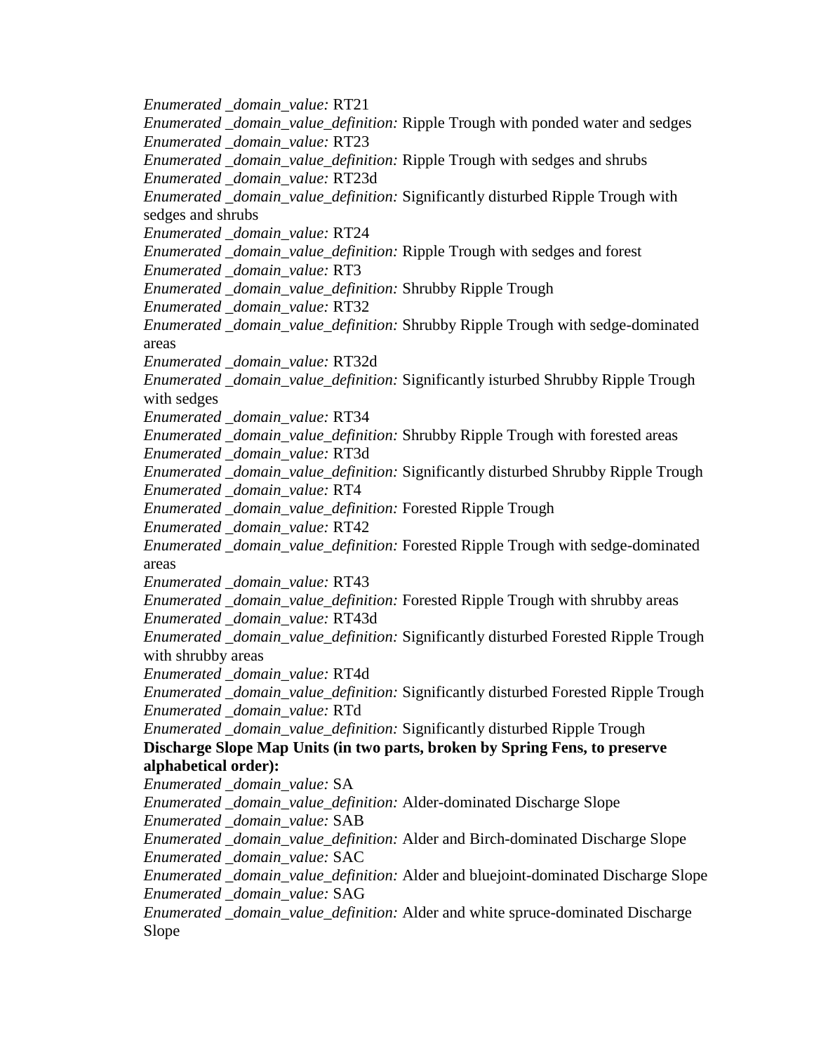*Enumerated _domain_value:* RT21
*Enumerated _domain_value_definition:* Ripple Trough with ponded water and sedges
*Enumerated _domain_value:* RT23
*Enumerated _domain_value_definition:* Ripple Trough with sedges and shrubs
*Enumerated _domain_value:* RT23d
*Enumerated _domain_value_definition:* Significantly disturbed Ripple Trough with sedges and shrubs
*Enumerated _domain_value:* RT24
*Enumerated _domain_value_definition:* Ripple Trough with sedges and forest
*Enumerated _domain_value:* RT3
*Enumerated _domain_value_definition:* Shrubby Ripple Trough
*Enumerated _domain_value:* RT32
*Enumerated _domain_value_definition:* Shrubby Ripple Trough with sedge-dominated areas
*Enumerated _domain_value:* RT32d
*Enumerated _domain_value_definition:* Significantly isturbed Shrubby Ripple Trough with sedges
*Enumerated _domain_value:* RT34
*Enumerated _domain_value_definition:* Shrubby Ripple Trough with forested areas
*Enumerated _domain_value:* RT3d
*Enumerated _domain_value_definition:* Significantly disturbed Shrubby Ripple Trough
*Enumerated _domain_value:* RT4
*Enumerated _domain_value_definition:* Forested Ripple Trough
*Enumerated _domain_value:* RT42
*Enumerated _domain_value_definition:* Forested Ripple Trough with sedge-dominated areas
*Enumerated _domain_value:* RT43
*Enumerated _domain_value_definition:* Forested Ripple Trough with shrubby areas
*Enumerated _domain_value:* RT43d
*Enumerated _domain_value_definition:* Significantly disturbed Forested Ripple Trough with shrubby areas
*Enumerated _domain_value:* RT4d
*Enumerated _domain_value_definition:* Significantly disturbed Forested Ripple Trough
*Enumerated _domain_value:* RTd
*Enumerated _domain_value_definition:* Significantly disturbed Ripple Trough

**Discharge Slope Map Units (in two parts, broken by Spring Fens, to preserve alphabetical order):**

*Enumerated _domain_value:* SA
*Enumerated _domain_value_definition:* Alder-dominated Discharge Slope
*Enumerated _domain_value:* SAB
*Enumerated _domain_value_definition:* Alder and Birch-dominated Discharge Slope
*Enumerated _domain_value:* SAC
*Enumerated _domain_value_definition:* Alder and bluejoint-dominated Discharge Slope
*Enumerated _domain_value:* SAG
*Enumerated _domain_value_definition:* Alder and white spruce-dominated Discharge Slope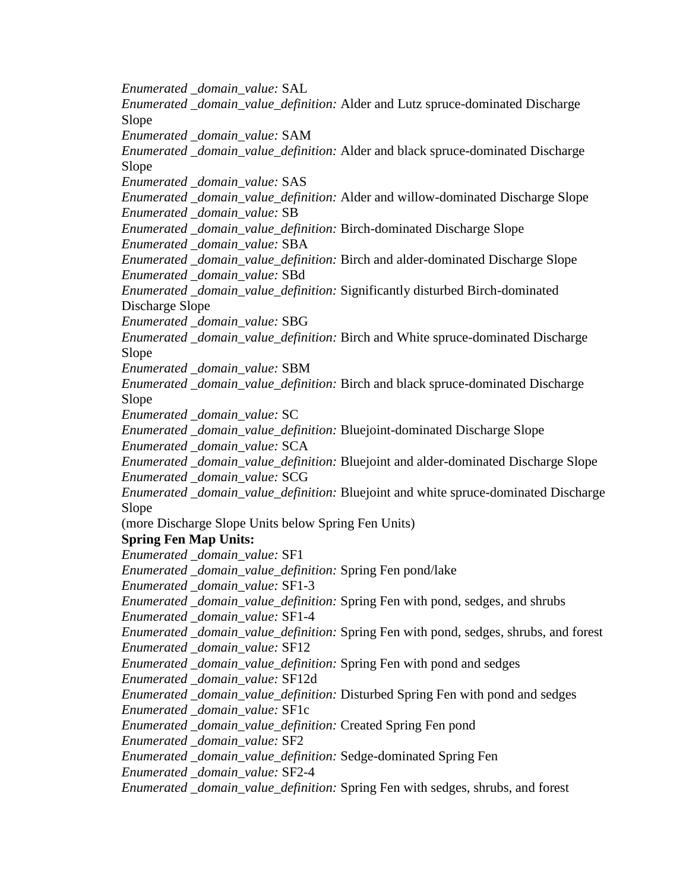*Enumerated _domain_value:* SAL
*Enumerated _domain_value_definition:* Alder and Lutz spruce-dominated Discharge Slope
*Enumerated _domain_value:* SAM
*Enumerated _domain_value_definition:* Alder and black spruce-dominated Discharge Slope
*Enumerated _domain_value:* SAS
*Enumerated _domain_value_definition:* Alder and willow-dominated Discharge Slope
*Enumerated _domain_value:* SB
*Enumerated _domain_value_definition:* Birch-dominated Discharge Slope
*Enumerated _domain_value:* SBA
*Enumerated _domain_value_definition:* Birch and alder-dominated Discharge Slope
*Enumerated _domain_value:* SBd
*Enumerated _domain_value_definition:* Significantly disturbed Birch-dominated Discharge Slope
*Enumerated _domain_value:* SBG
*Enumerated _domain_value_definition:* Birch and White spruce-dominated Discharge Slope
*Enumerated _domain_value:* SBM
*Enumerated _domain_value_definition:* Birch and black spruce-dominated Discharge Slope
*Enumerated _domain_value:* SC
*Enumerated _domain_value_definition:* Bluejoint-dominated Discharge Slope
*Enumerated _domain_value:* SCA
*Enumerated _domain_value_definition:* Bluejoint and alder-dominated Discharge Slope
*Enumerated _domain_value:* SCG
*Enumerated _domain_value_definition:* Bluejoint and white spruce-dominated Discharge Slope
(more Discharge Slope Units below Spring Fen Units)
**Spring Fen Map Units:**
*Enumerated _domain_value:* SF1
*Enumerated _domain_value_definition:* Spring Fen pond/lake
*Enumerated _domain_value:* SF1-3
*Enumerated _domain_value_definition:* Spring Fen with pond, sedges, and shrubs
*Enumerated _domain_value:* SF1-4
*Enumerated _domain_value_definition:* Spring Fen with pond, sedges, shrubs, and forest
*Enumerated _domain_value:* SF12
*Enumerated _domain_value_definition:* Spring Fen with pond and sedges
*Enumerated _domain_value:* SF12d
*Enumerated _domain_value_definition:* Disturbed Spring Fen with pond and sedges
*Enumerated _domain_value:* SF1c
*Enumerated _domain_value_definition:* Created Spring Fen pond
*Enumerated _domain_value:* SF2
*Enumerated _domain_value_definition:* Sedge-dominated Spring Fen
*Enumerated _domain_value:* SF2-4
*Enumerated _domain_value_definition:* Spring Fen with sedges, shrubs, and forest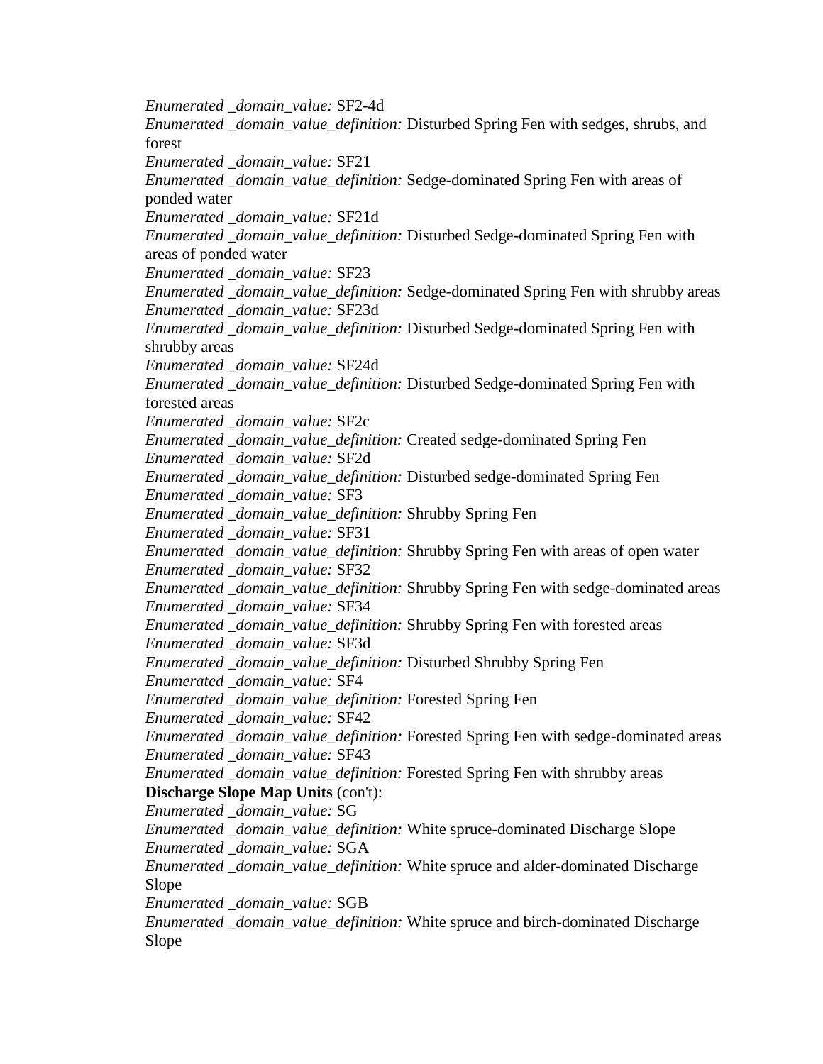*Enumerated _domain_value:* SF2-4d
*Enumerated _domain_value_definition:* Disturbed Spring Fen with sedges, shrubs, and forest
*Enumerated _domain_value:* SF21
*Enumerated _domain_value_definition:* Sedge-dominated Spring Fen with areas of ponded water
*Enumerated _domain_value:* SF21d
*Enumerated _domain_value_definition:* Disturbed Sedge-dominated Spring Fen with areas of ponded water
*Enumerated _domain_value:* SF23
*Enumerated _domain_value_definition:* Sedge-dominated Spring Fen with shrubby areas
*Enumerated _domain_value:* SF23d
*Enumerated _domain_value_definition:* Disturbed Sedge-dominated Spring Fen with shrubby areas
*Enumerated _domain_value:* SF24d
*Enumerated _domain_value_definition:* Disturbed Sedge-dominated Spring Fen with forested areas
*Enumerated _domain_value:* SF2c
*Enumerated _domain_value_definition:* Created sedge-dominated Spring Fen
*Enumerated _domain_value:* SF2d
*Enumerated _domain_value_definition:* Disturbed sedge-dominated Spring Fen
*Enumerated _domain_value:* SF3
*Enumerated _domain_value_definition:* Shrubby Spring Fen
*Enumerated _domain_value:* SF31
*Enumerated _domain_value_definition:* Shrubby Spring Fen with areas of open water
*Enumerated _domain_value:* SF32
*Enumerated _domain_value_definition:* Shrubby Spring Fen with sedge-dominated areas
*Enumerated _domain_value:* SF34
*Enumerated _domain_value_definition:* Shrubby Spring Fen with forested areas
*Enumerated _domain_value:* SF3d
*Enumerated _domain_value_definition:* Disturbed Shrubby Spring Fen
*Enumerated _domain_value:* SF4
*Enumerated _domain_value_definition:* Forested Spring Fen
*Enumerated _domain_value:* SF42
*Enumerated _domain_value_definition:* Forested Spring Fen with sedge-dominated areas
*Enumerated _domain_value:* SF43
*Enumerated _domain_value_definition:* Forested Spring Fen with shrubby areas
**Discharge Slope Map Units** (con't):
*Enumerated _domain_value:* SG
*Enumerated _domain_value_definition:* White spruce-dominated Discharge Slope
*Enumerated _domain_value:* SGA
*Enumerated _domain_value_definition:* White spruce and alder-dominated Discharge Slope
*Enumerated _domain_value:* SGB
*Enumerated _domain_value_definition:* White spruce and birch-dominated Discharge Slope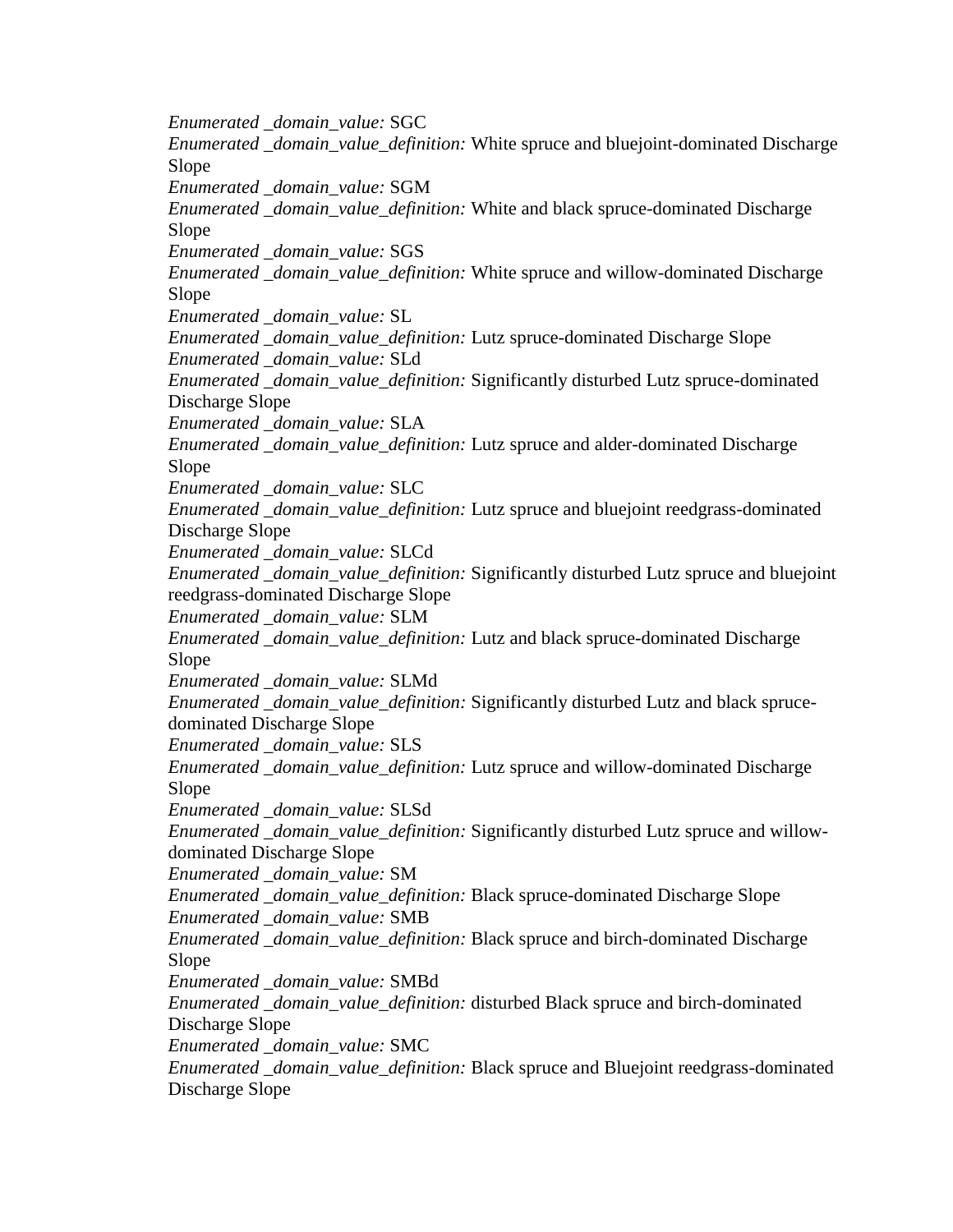*Enumerated _domain_value:* SGC
*Enumerated _domain_value_definition:* White spruce and bluejoint-dominated Discharge Slope
*Enumerated _domain_value:* SGM
*Enumerated _domain_value_definition:* White and black spruce-dominated Discharge Slope
*Enumerated _domain_value:* SGS
*Enumerated _domain_value_definition:* White spruce and willow-dominated Discharge Slope
*Enumerated _domain_value:* SL
*Enumerated _domain_value_definition:* Lutz spruce-dominated Discharge Slope
*Enumerated _domain_value:* SLd
*Enumerated _domain_value_definition:* Significantly disturbed Lutz spruce-dominated Discharge Slope
*Enumerated _domain_value:* SLA
*Enumerated _domain_value_definition:* Lutz spruce and alder-dominated Discharge Slope
*Enumerated _domain_value:* SLC
*Enumerated _domain_value_definition:* Lutz spruce and bluejoint reedgrass-dominated Discharge Slope
*Enumerated _domain_value:* SLCd
*Enumerated _domain_value_definition:* Significantly disturbed Lutz spruce and bluejoint reedgrass-dominated Discharge Slope
*Enumerated _domain_value:* SLM
*Enumerated _domain_value_definition:* Lutz and black spruce-dominated Discharge Slope
*Enumerated _domain_value:* SLMd
*Enumerated _domain_value_definition:* Significantly disturbed Lutz and black spruce-dominated Discharge Slope
*Enumerated _domain_value:* SLS
*Enumerated _domain_value_definition:* Lutz spruce and willow-dominated Discharge Slope
*Enumerated _domain_value:* SLSd
*Enumerated _domain_value_definition:* Significantly disturbed Lutz spruce and willow-dominated Discharge Slope
*Enumerated _domain_value:* SM
*Enumerated _domain_value_definition:* Black spruce-dominated Discharge Slope
*Enumerated _domain_value:* SMB
*Enumerated _domain_value_definition:* Black spruce and birch-dominated Discharge Slope
*Enumerated _domain_value:* SMBd
*Enumerated _domain_value_definition:* disturbed Black spruce and birch-dominated Discharge Slope
*Enumerated _domain_value:* SMC
*Enumerated _domain_value_definition:* Black spruce and Bluejoint reedgrass-dominated Discharge Slope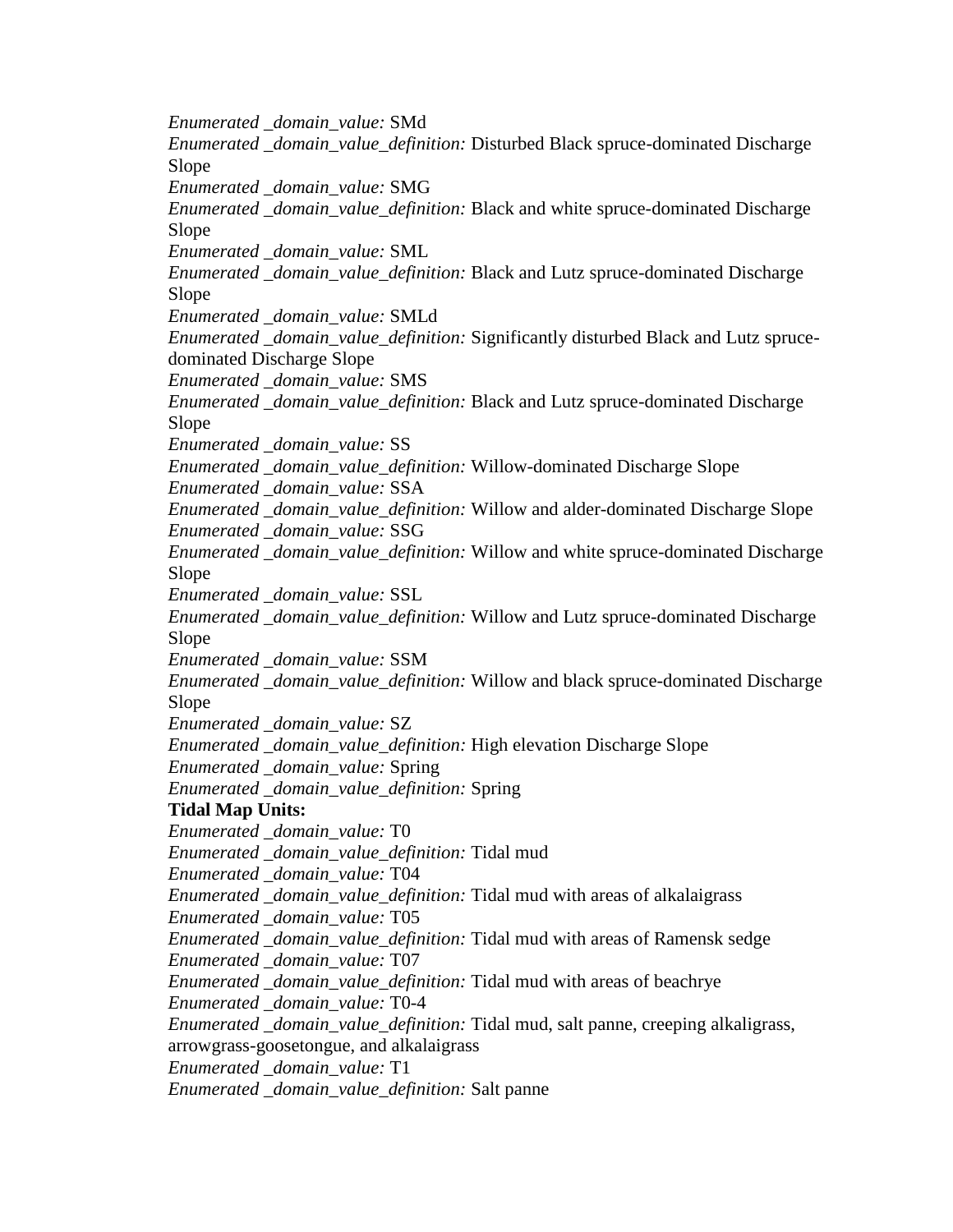*Enumerated _domain_value:* SMd
*Enumerated _domain_value_definition:* Disturbed Black spruce-dominated Discharge Slope
*Enumerated _domain_value:* SMG
*Enumerated _domain_value_definition:* Black and white spruce-dominated Discharge Slope
*Enumerated _domain_value:* SML
*Enumerated _domain_value_definition:* Black and Lutz spruce-dominated Discharge Slope
*Enumerated _domain_value:* SMLd
*Enumerated _domain_value_definition:* Significantly disturbed Black and Lutz spruce-dominated Discharge Slope
*Enumerated _domain_value:* SMS
*Enumerated _domain_value_definition:* Black and Lutz spruce-dominated Discharge Slope
*Enumerated _domain_value:* SS
*Enumerated _domain_value_definition:* Willow-dominated Discharge Slope
*Enumerated _domain_value:* SSA
*Enumerated _domain_value_definition:* Willow and alder-dominated Discharge Slope
*Enumerated _domain_value:* SSG
*Enumerated _domain_value_definition:* Willow and white spruce-dominated Discharge Slope
*Enumerated _domain_value:* SSL
*Enumerated _domain_value_definition:* Willow and Lutz spruce-dominated Discharge Slope
*Enumerated _domain_value:* SSM
*Enumerated _domain_value_definition:* Willow and black spruce-dominated Discharge Slope
*Enumerated _domain_value:* SZ
*Enumerated _domain_value_definition:* High elevation Discharge Slope
*Enumerated _domain_value:* Spring
*Enumerated _domain_value_definition:* Spring
**Tidal Map Units:**
*Enumerated _domain_value:* T0
*Enumerated _domain_value_definition:* Tidal mud
*Enumerated _domain_value:* T04
*Enumerated _domain_value_definition:* Tidal mud with areas of alkalaigrass
*Enumerated _domain_value:* T05
*Enumerated _domain_value_definition:* Tidal mud with areas of Ramensk sedge
*Enumerated _domain_value:* T07
*Enumerated _domain_value_definition:* Tidal mud with areas of beachrye
*Enumerated _domain_value:* T0-4
*Enumerated _domain_value_definition:* Tidal mud, salt panne, creeping alkaligrass, arrowgrass-goosetongue, and alkalaigrass
*Enumerated _domain_value:* T1
*Enumerated _domain_value_definition:* Salt panne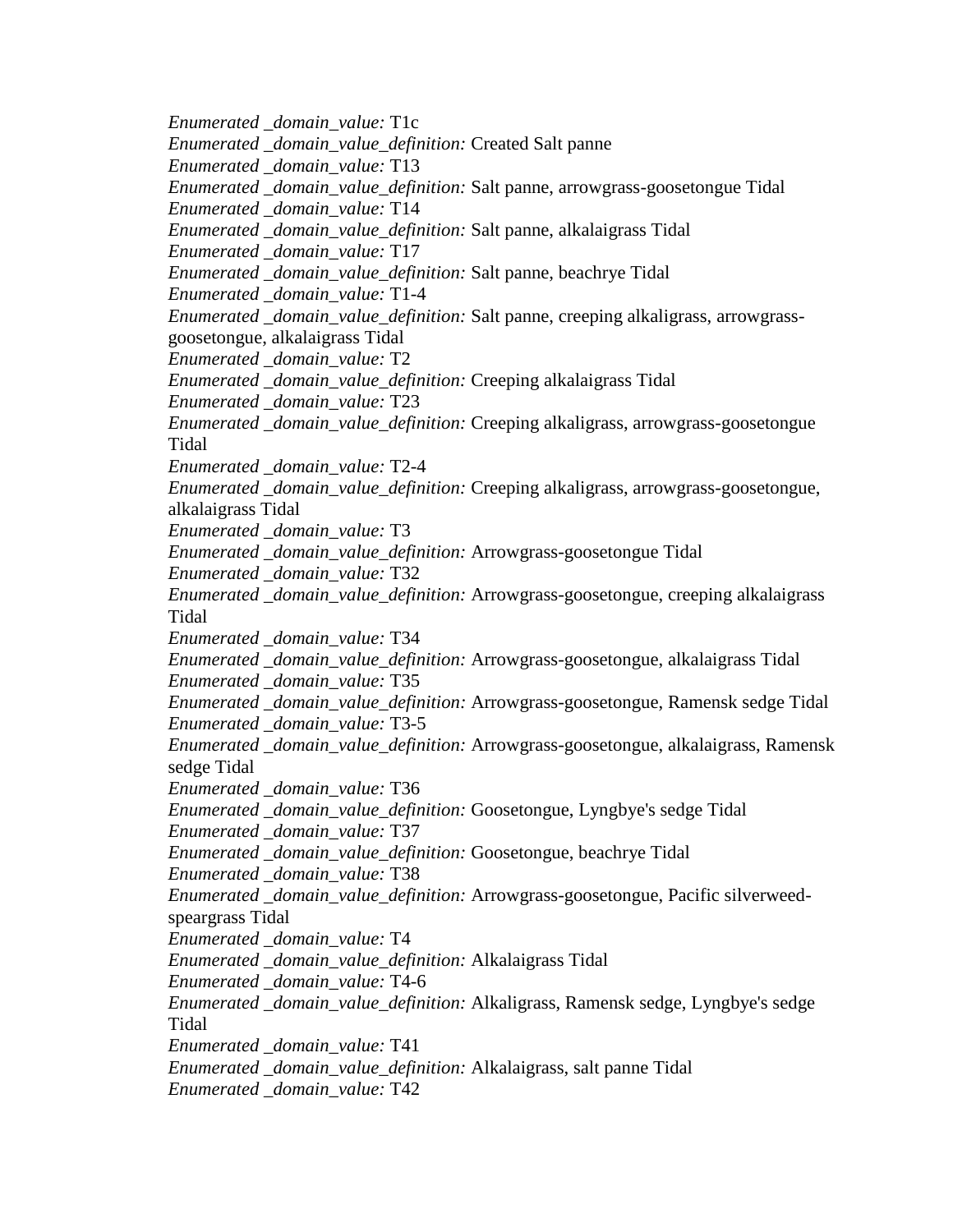*Enumerated _domain_value:* T1c
*Enumerated _domain_value_definition:* Created Salt panne
*Enumerated _domain_value:* T13
*Enumerated _domain_value_definition:* Salt panne, arrowgrass-goosetongue Tidal
*Enumerated _domain_value:* T14
*Enumerated _domain_value_definition:* Salt panne, alkalaigrass Tidal
*Enumerated _domain_value:* T17
*Enumerated _domain_value_definition:* Salt panne, beachrye Tidal
*Enumerated _domain_value:* T1-4
*Enumerated _domain_value_definition:* Salt panne, creeping alkaligrass, arrowgrass-goosetongue, alkalaigrass Tidal
*Enumerated _domain_value:* T2
*Enumerated _domain_value_definition:* Creeping alkalaigrass Tidal
*Enumerated _domain_value:* T23
*Enumerated _domain_value_definition:* Creeping alkaligrass, arrowgrass-goosetongue Tidal
*Enumerated _domain_value:* T2-4
*Enumerated _domain_value_definition:* Creeping alkaligrass, arrowgrass-goosetongue, alkalaigrass Tidal
*Enumerated _domain_value:* T3
*Enumerated _domain_value_definition:* Arrowgrass-goosetongue Tidal
*Enumerated _domain_value:* T32
*Enumerated _domain_value_definition:* Arrowgrass-goosetongue, creeping alkalaigrass Tidal
*Enumerated _domain_value:* T34
*Enumerated _domain_value_definition:* Arrowgrass-goosetongue, alkalaigrass Tidal
*Enumerated _domain_value:* T35
*Enumerated _domain_value_definition:* Arrowgrass-goosetongue, Ramensk sedge Tidal
*Enumerated _domain_value:* T3-5
*Enumerated _domain_value_definition:* Arrowgrass-goosetongue, alkalaigrass, Ramensk sedge Tidal
*Enumerated _domain_value:* T36
*Enumerated _domain_value_definition:* Goosetongue, Lyngbye's sedge Tidal
*Enumerated _domain_value:* T37
*Enumerated _domain_value_definition:* Goosetongue, beachrye Tidal
*Enumerated _domain_value:* T38
*Enumerated _domain_value_definition:* Arrowgrass-goosetongue, Pacific silverweed-speargrass Tidal
*Enumerated _domain_value:* T4
*Enumerated _domain_value_definition:* Alkalaigrass Tidal
*Enumerated _domain_value:* T4-6
*Enumerated _domain_value_definition:* Alkaligrass, Ramensk sedge, Lyngbye's sedge Tidal
*Enumerated _domain_value:* T41
*Enumerated _domain_value_definition:* Alkalaigrass, salt panne Tidal
*Enumerated _domain_value:* T42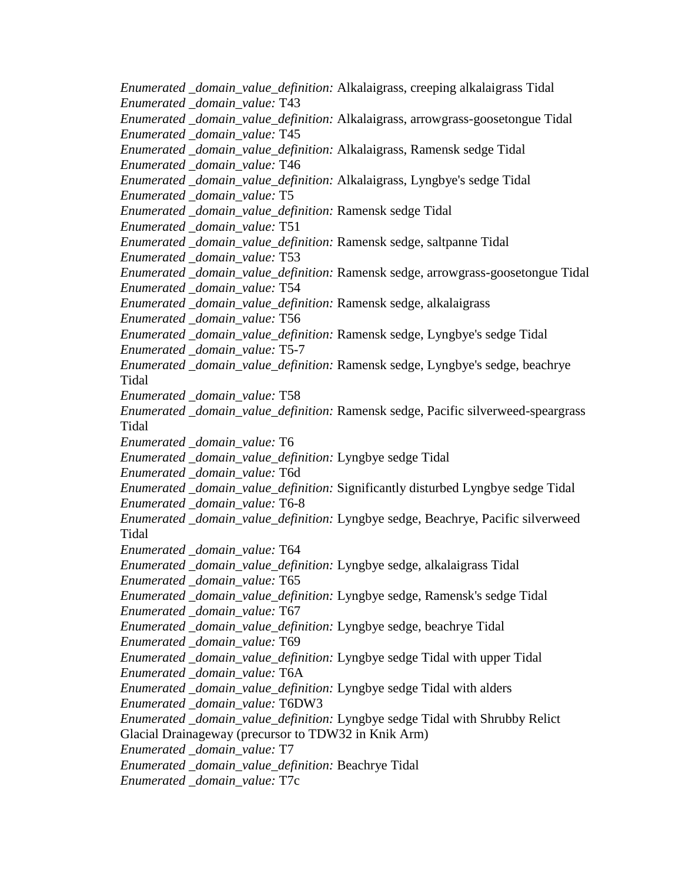*Enumerated _domain_value_definition:* Alkalaigrass, creeping alkalaigrass Tidal
*Enumerated _domain_value:* T43
*Enumerated _domain_value_definition:* Alkalaigrass, arrowgrass-goosetongue Tidal
*Enumerated _domain_value:* T45
*Enumerated _domain_value_definition:* Alkalaigrass, Ramensk sedge Tidal
*Enumerated _domain_value:* T46
*Enumerated _domain_value_definition:* Alkalaigrass, Lyngbye's sedge Tidal
*Enumerated _domain_value:* T5
*Enumerated _domain_value_definition:* Ramensk sedge Tidal
*Enumerated _domain_value:* T51
*Enumerated _domain_value_definition:* Ramensk sedge, saltpanne Tidal
*Enumerated _domain_value:* T53
*Enumerated _domain_value_definition:* Ramensk sedge, arrowgrass-goosetongue Tidal
*Enumerated _domain_value:* T54
*Enumerated _domain_value_definition:* Ramensk sedge, alkalaigrass
*Enumerated _domain_value:* T56
*Enumerated _domain_value_definition:* Ramensk sedge, Lyngbye's sedge Tidal
*Enumerated _domain_value:* T5-7
*Enumerated _domain_value_definition:* Ramensk sedge, Lyngbye's sedge, beachrye Tidal
*Enumerated _domain_value:* T58
*Enumerated _domain_value_definition:* Ramensk sedge, Pacific silverweed-speargrass Tidal
*Enumerated _domain_value:* T6
*Enumerated _domain_value_definition:* Lyngbye sedge Tidal
*Enumerated _domain_value:* T6d
*Enumerated _domain_value_definition:* Significantly disturbed Lyngbye sedge Tidal
*Enumerated _domain_value:* T6-8
*Enumerated _domain_value_definition:* Lyngbye sedge, Beachrye, Pacific silverweed Tidal
*Enumerated _domain_value:* T64
*Enumerated _domain_value_definition:* Lyngbye sedge, alkalaigrass Tidal
*Enumerated _domain_value:* T65
*Enumerated _domain_value_definition:* Lyngbye sedge, Ramensk's sedge Tidal
*Enumerated _domain_value:* T67
*Enumerated _domain_value_definition:* Lyngbye sedge, beachrye Tidal
*Enumerated _domain_value:* T69
*Enumerated _domain_value_definition:* Lyngbye sedge Tidal with upper Tidal
*Enumerated _domain_value:* T6A
*Enumerated _domain_value_definition:* Lyngbye sedge Tidal with alders
*Enumerated _domain_value:* T6DW3
*Enumerated _domain_value_definition:* Lyngbye sedge Tidal with Shrubby Relict Glacial Drainageway (precursor to TDW32 in Knik Arm)
*Enumerated _domain_value:* T7
*Enumerated _domain_value_definition:* Beachrye Tidal
*Enumerated _domain_value:* T7c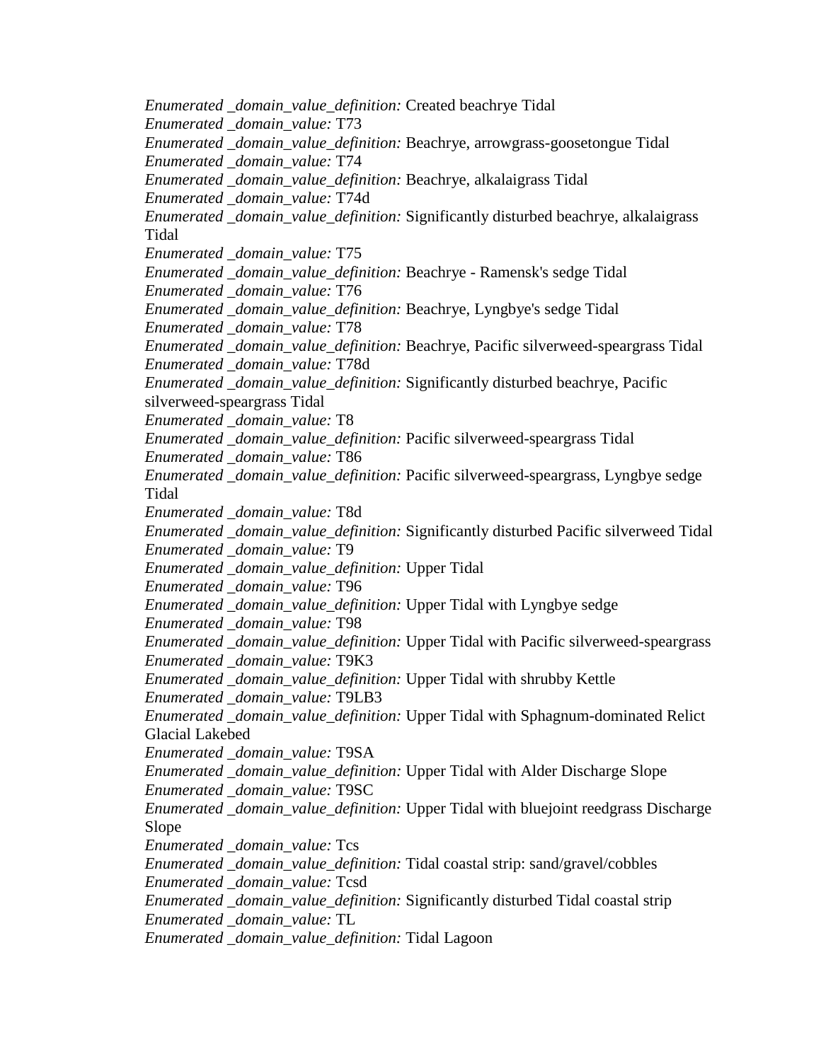*Enumerated _domain_value_definition:* Created beachrye Tidal
*Enumerated _domain_value:* T73
*Enumerated _domain_value_definition:* Beachrye, arrowgrass-goosetongue Tidal
*Enumerated _domain_value:* T74
*Enumerated _domain_value_definition:* Beachrye, alkalaigrass Tidal
*Enumerated _domain_value:* T74d
*Enumerated _domain_value_definition:* Significantly disturbed beachrye, alkalaigrass Tidal
*Enumerated _domain_value:* T75
*Enumerated _domain_value_definition:* Beachrye - Ramensk's sedge Tidal
*Enumerated _domain_value:* T76
*Enumerated _domain_value_definition:* Beachrye, Lyngbye's sedge Tidal
*Enumerated _domain_value:* T78
*Enumerated _domain_value_definition:* Beachrye, Pacific silverweed-speargrass Tidal
*Enumerated _domain_value:* T78d
*Enumerated _domain_value_definition:* Significantly disturbed beachrye, Pacific silverweed-speargrass Tidal
*Enumerated _domain_value:* T8
*Enumerated _domain_value_definition:* Pacific silverweed-speargrass Tidal
*Enumerated _domain_value:* T86
*Enumerated _domain_value_definition:* Pacific silverweed-speargrass, Lyngbye sedge Tidal
*Enumerated _domain_value:* T8d
*Enumerated _domain_value_definition:* Significantly disturbed Pacific silverweed Tidal
*Enumerated _domain_value:* T9
*Enumerated _domain_value_definition:* Upper Tidal
*Enumerated _domain_value:* T96
*Enumerated _domain_value_definition:* Upper Tidal with Lyngbye sedge
*Enumerated _domain_value:* T98
*Enumerated _domain_value_definition:* Upper Tidal with Pacific silverweed-speargrass
*Enumerated _domain_value:* T9K3
*Enumerated _domain_value_definition:* Upper Tidal with shrubby Kettle
*Enumerated _domain_value:* T9LB3
*Enumerated _domain_value_definition:* Upper Tidal with Sphagnum-dominated Relict Glacial Lakebed
*Enumerated _domain_value:* T9SA
*Enumerated _domain_value_definition:* Upper Tidal with Alder Discharge Slope
*Enumerated _domain_value:* T9SC
*Enumerated _domain_value_definition:* Upper Tidal with bluejoint reedgrass Discharge Slope
*Enumerated _domain_value:* Tcs
*Enumerated _domain_value_definition:* Tidal coastal strip: sand/gravel/cobbles
*Enumerated _domain_value:* Tcsd
*Enumerated _domain_value_definition:* Significantly disturbed Tidal coastal strip
*Enumerated _domain_value:* TL
*Enumerated _domain_value_definition:* Tidal Lagoon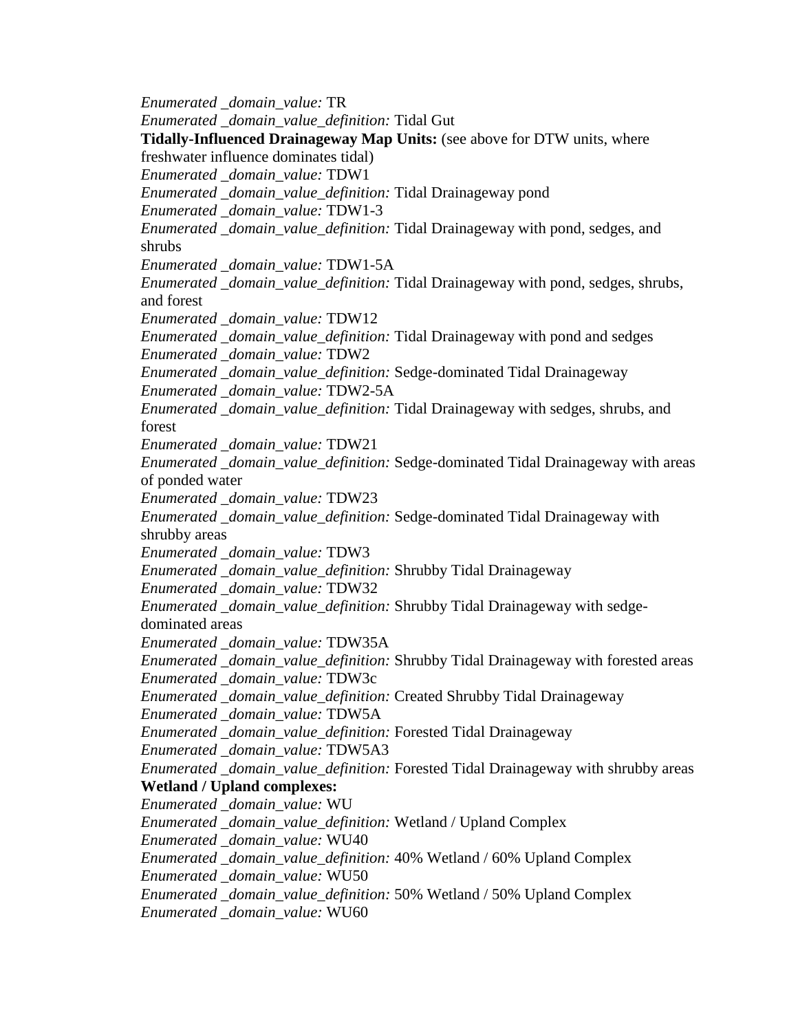*Enumerated _domain_value:* TR
*Enumerated _domain_value_definition:* Tidal Gut
**Tidally-Influenced Drainageway Map Units:** (see above for DTW units, where freshwater influence dominates tidal)
*Enumerated _domain_value:* TDW1
*Enumerated _domain_value_definition:* Tidal Drainageway pond
*Enumerated _domain_value:* TDW1-3
*Enumerated _domain_value_definition:* Tidal Drainageway with pond, sedges, and shrubs
*Enumerated _domain_value:* TDW1-5A
*Enumerated _domain_value_definition:* Tidal Drainageway with pond, sedges, shrubs, and forest
*Enumerated _domain_value:* TDW12
*Enumerated _domain_value_definition:* Tidal Drainageway with pond and sedges
*Enumerated _domain_value:* TDW2
*Enumerated _domain_value_definition:* Sedge-dominated Tidal Drainageway
*Enumerated _domain_value:* TDW2-5A
*Enumerated _domain_value_definition:* Tidal Drainageway with sedges, shrubs, and forest
*Enumerated _domain_value:* TDW21
*Enumerated _domain_value_definition:* Sedge-dominated Tidal Drainageway with areas of ponded water
*Enumerated _domain_value:* TDW23
*Enumerated _domain_value_definition:* Sedge-dominated Tidal Drainageway with shrubby areas
*Enumerated _domain_value:* TDW3
*Enumerated _domain_value_definition:* Shrubby Tidal Drainageway
*Enumerated _domain_value:* TDW32
*Enumerated _domain_value_definition:* Shrubby Tidal Drainageway with sedge-dominated areas
*Enumerated _domain_value:* TDW35A
*Enumerated _domain_value_definition:* Shrubby Tidal Drainageway with forested areas
*Enumerated _domain_value:* TDW3c
*Enumerated _domain_value_definition:* Created Shrubby Tidal Drainageway
*Enumerated _domain_value:* TDW5A
*Enumerated _domain_value_definition:* Forested Tidal Drainageway
*Enumerated _domain_value:* TDW5A3
*Enumerated _domain_value_definition:* Forested Tidal Drainageway with shrubby areas
**Wetland / Upland complexes:**
*Enumerated _domain_value:* WU
*Enumerated _domain_value_definition:* Wetland / Upland Complex
*Enumerated _domain_value:* WU40
*Enumerated _domain_value_definition:* 40% Wetland / 60% Upland Complex
*Enumerated _domain_value:* WU50
*Enumerated _domain_value_definition:* 50% Wetland / 50% Upland Complex
*Enumerated _domain_value:* WU60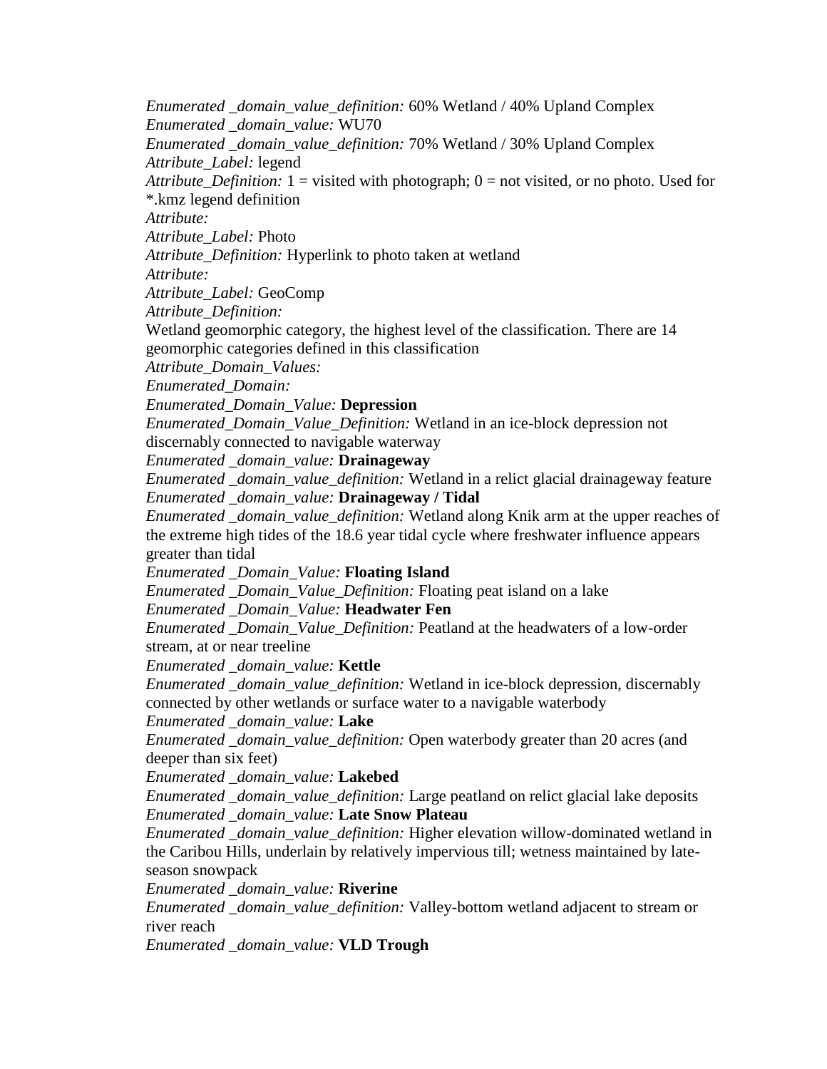*Enumerated _domain_value_definition:* 60% Wetland / 40% Upland Complex
*Enumerated _domain_value:* WU70
*Enumerated _domain_value_definition:* 70% Wetland / 30% Upland Complex
*Attribute_Label:* legend
*Attribute_Definition:* 1 = visited with photograph; 0 = not visited, or no photo. Used for *.kmz legend definition
*Attribute:*
*Attribute_Label:* Photo
*Attribute_Definition:* Hyperlink to photo taken at wetland
*Attribute:*
*Attribute_Label:* GeoComp
*Attribute_Definition:*
Wetland geomorphic category, the highest level of the classification. There are 14 geomorphic categories defined in this classification
*Attribute_Domain_Values:*
*Enumerated_Domain:*
*Enumerated_Domain_Value:* **Depression**
*Enumerated_Domain_Value_Definition:* Wetland in an ice-block depression not discernably connected to navigable waterway
*Enumerated _domain_value:* **Drainageway**
*Enumerated _domain_value_definition:* Wetland in a relict glacial drainageway feature
*Enumerated _domain_value:* **Drainageway / Tidal**
*Enumerated _domain_value_definition:* Wetland along Knik arm at the upper reaches of the extreme high tides of the 18.6 year tidal cycle where freshwater influence appears greater than tidal
*Enumerated _Domain_Value:* **Floating Island**
*Enumerated _Domain_Value_Definition:* Floating peat island on a lake
*Enumerated _Domain_Value:* **Headwater Fen**
*Enumerated _Domain_Value_Definition:* Peatland at the headwaters of a low-order stream, at or near treeline
*Enumerated _domain_value:* **Kettle**
*Enumerated _domain_value_definition:* Wetland in ice-block depression, discernably connected by other wetlands or surface water to a navigable waterbody
*Enumerated _domain_value:* **Lake**
*Enumerated _domain_value_definition:* Open waterbody greater than 20 acres (and deeper than six feet)
*Enumerated _domain_value:* **Lakebed**
*Enumerated _domain_value_definition:* Large peatland on relict glacial lake deposits
*Enumerated _domain_value:* **Late Snow Plateau**
*Enumerated _domain_value_definition:* Higher elevation willow-dominated wetland in the Caribou Hills, underlain by relatively impervious till; wetness maintained by late-season snowpack
*Enumerated _domain_value:* **Riverine**
*Enumerated _domain_value_definition:* Valley-bottom wetland adjacent to stream or river reach
*Enumerated _domain_value:* **VLD Trough**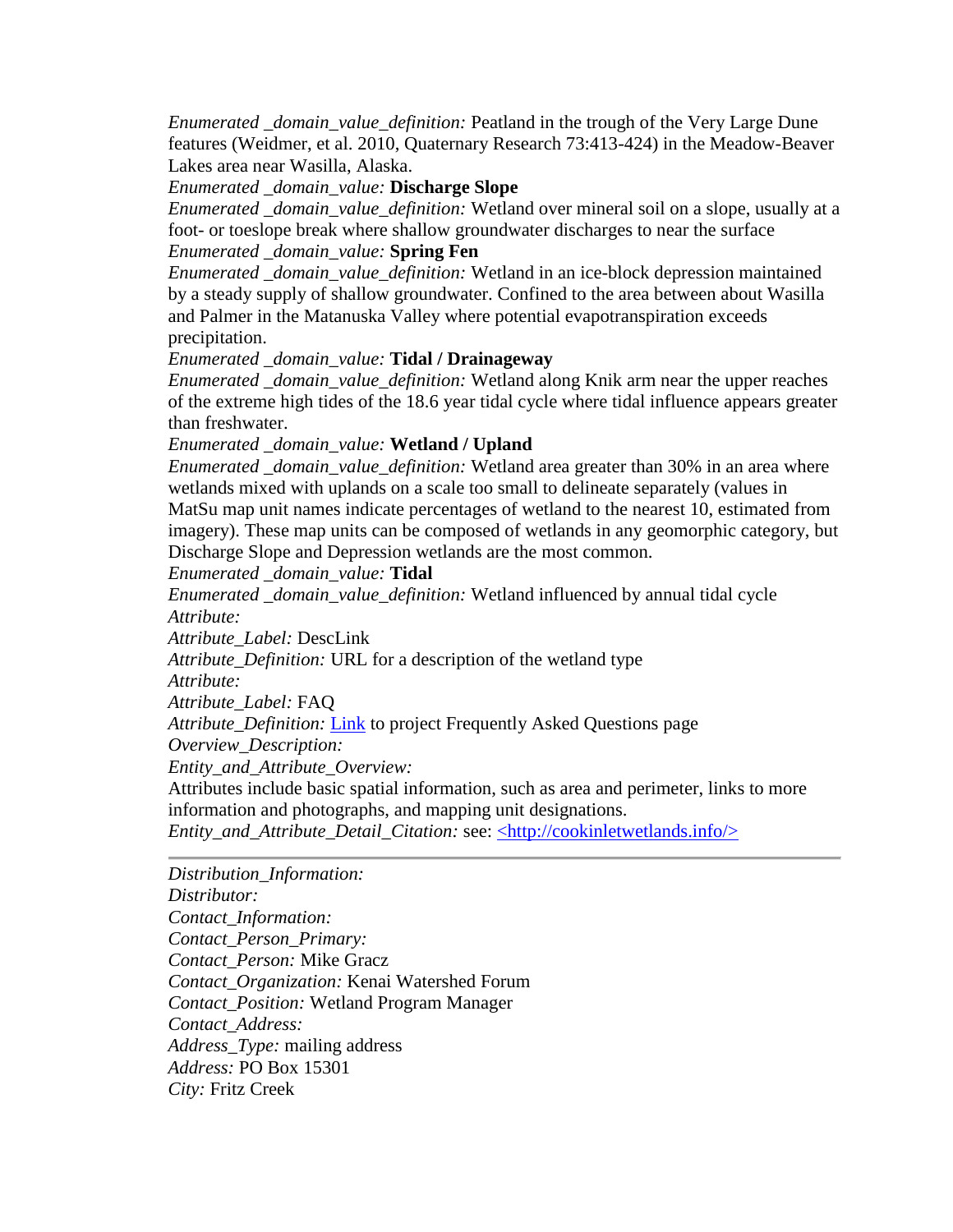*Enumerated _domain_value_definition:* Peatland in the trough of the Very Large Dune features (Weidmer, et al. 2010, Quaternary Research 73:413-424) in the Meadow-Beaver Lakes area near Wasilla, Alaska.
*Enumerated _domain_value:* **Discharge Slope**
*Enumerated _domain_value_definition:* Wetland over mineral soil on a slope, usually at a foot- or toeslope break where shallow groundwater discharges to near the surface
*Enumerated _domain_value:* **Spring Fen**
*Enumerated _domain_value_definition:* Wetland in an ice-block depression maintained by a steady supply of shallow groundwater. Confined to the area between about Wasilla and Palmer in the Matanuska Valley where potential evapotranspiration exceeds precipitation.
*Enumerated _domain_value:* **Tidal / Drainageway**
*Enumerated _domain_value_definition:* Wetland along Knik arm near the upper reaches of the extreme high tides of the 18.6 year tidal cycle where tidal influence appears greater than freshwater.
*Enumerated _domain_value:* **Wetland / Upland**
*Enumerated _domain_value_definition:* Wetland area greater than 30% in an area where wetlands mixed with uplands on a scale too small to delineate separately (values in MatSu map unit names indicate percentages of wetland to the nearest 10, estimated from imagery). These map units can be composed of wetlands in any geomorphic category, but Discharge Slope and Depression wetlands are the most common.
*Enumerated _domain_value:* **Tidal**
*Enumerated _domain_value_definition:* Wetland influenced by annual tidal cycle
*Attribute:*
*Attribute_Label:* DescLink
*Attribute_Definition:* URL for a description of the wetland type
*Attribute:*
*Attribute_Label:* FAQ
*Attribute_Definition:* Link to project Frequently Asked Questions page
*Overview_Description:*
*Entity_and_Attribute_Overview:*
Attributes include basic spatial information, such as area and perimeter, links to more information and photographs, and mapping unit designations.
*Entity_and_Attribute_Detail_Citation:* see: <http://cookinletwetlands.info/>

---

*Distribution_Information:*
*Distributor:*
*Contact_Information:*
*Contact_Person_Primary:*
*Contact_Person:* Mike Gracz
*Contact_Organization:* Kenai Watershed Forum
*Contact_Position:* Wetland Program Manager
*Contact_Address:*
*Address_Type:* mailing address
*Address:* PO Box 15301
*City:* Fritz Creek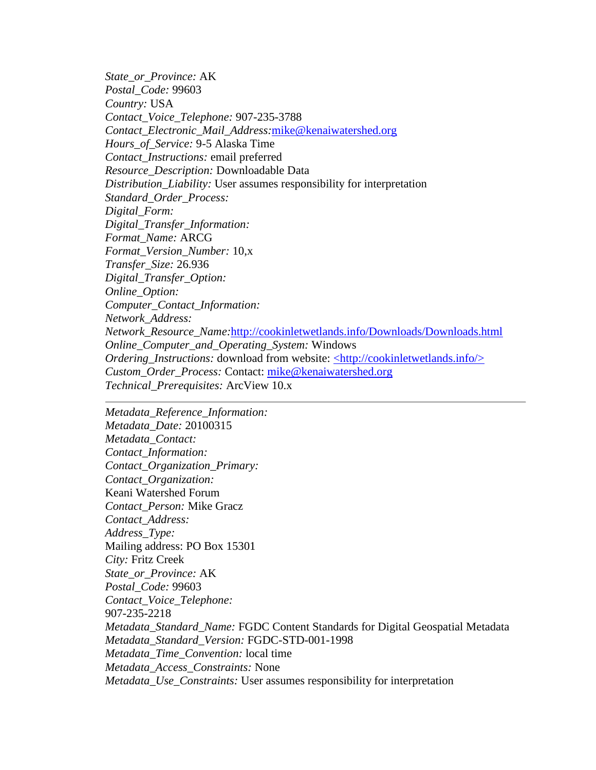*State_or_Province:* AK
*Postal_Code:* 99603
*Country:* USA
*Contact_Voice_Telephone:* 907-235-3788
*Contact_Electronic_Mail_Address:*mike@kenaiwatershed.org
*Hours_of_Service:* 9-5 Alaska Time
*Contact_Instructions:* email preferred
*Resource_Description:* Downloadable Data
*Distribution_Liability:* User assumes responsibility for interpretation
*Standard_Order_Process:*
*Digital_Form:*
*Digital_Transfer_Information:*
*Format_Name:* ARCG
*Format_Version_Number:* 10,x
*Transfer_Size:* 26.936
*Digital_Transfer_Option:*
*Online_Option:*
*Computer_Contact_Information:*
*Network_Address:*
*Network_Resource_Name:*http://cookinletwetlands.info/Downloads/Downloads.html
*Online_Computer_and_Operating_System:* Windows
*Ordering_Instructions:* download from website: <http://cookinletwetlands.info/>
*Custom_Order_Process:* Contact: mike@kenaiwatershed.org
*Technical_Prerequisites:* ArcView 10.x

---

*Metadata_Reference_Information:*
*Metadata_Date:* 20100315
*Metadata_Contact:*
*Contact_Information:*
*Contact_Organization_Primary:*
*Contact_Organization:*
Keani Watershed Forum
*Contact_Person:* Mike Gracz
*Contact_Address:*
*Address_Type:*
Mailing address: PO Box 15301
*City:* Fritz Creek
*State_or_Province:* AK
*Postal_Code:* 99603
*Contact_Voice_Telephone:*
907-235-2218
*Metadata_Standard_Name:* FGDC Content Standards for Digital Geospatial Metadata
*Metadata_Standard_Version:* FGDC-STD-001-1998
*Metadata_Time_Convention:* local time
*Metadata_Access_Constraints:* None
*Metadata_Use_Constraints:* User assumes responsibility for interpretation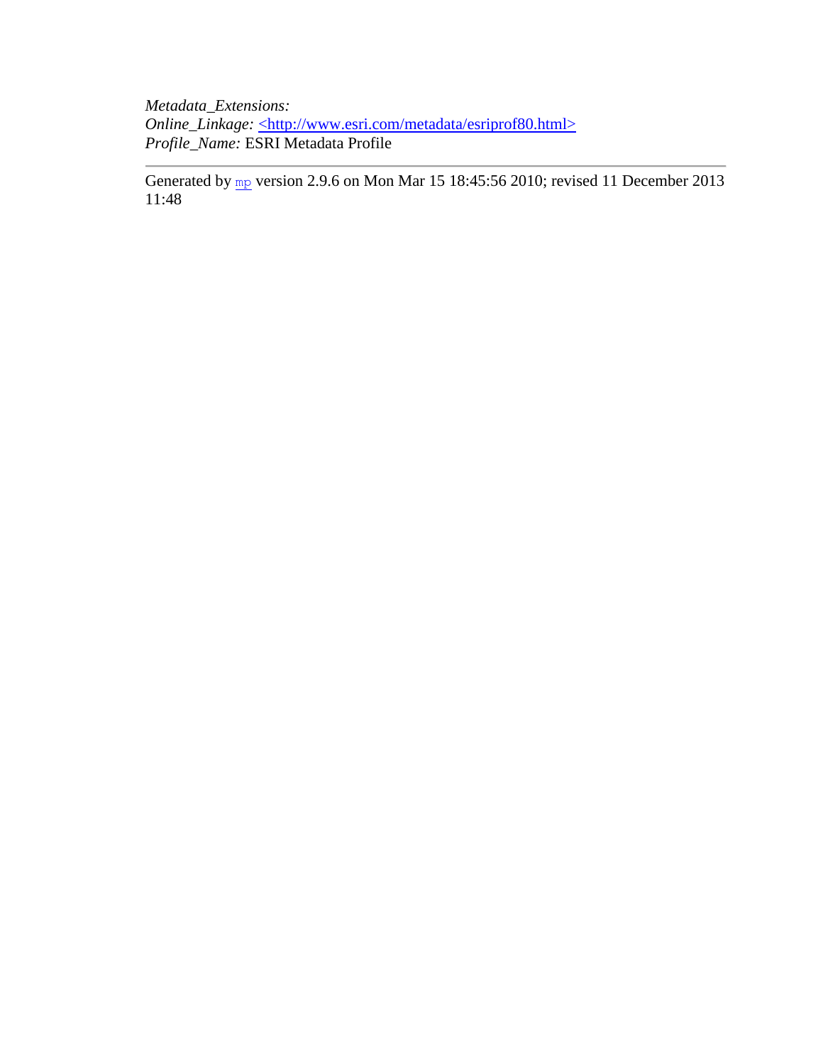*Metadata_Extensions:*
*Online_Linkage:* <http://www.esri.com/metadata/esriprof80.html>
*Profile_Name:* ESRI Metadata Profile

---

Generated by mp version 2.9.6 on Mon Mar 15 18:45:56 2010; revised 11 December 2013 11:48